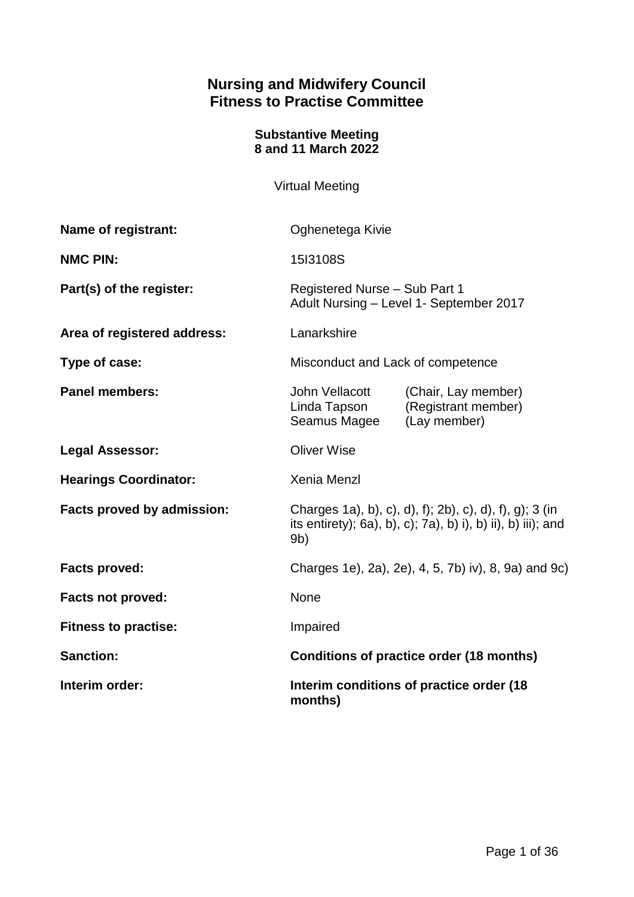# Nursing and Midwifery Council
# Fitness to Practise Committee

**Substantive Meeting**
**8 and 11 March 2022**

Virtual Meeting

| | |
|---|---|
| **Name of registrant:** | Oghenetega Kivie |
| **NMC PIN:** | 15I3108S |
| **Part(s) of the register:** | Registered Nurse – Sub Part 1<br>Adult Nursing – Level 1- September 2017 |
| **Area of registered address:** | Lanarkshire |
| **Type of case:** | Misconduct and Lack of competence |
| **Panel members:** | John Vellacott (Chair, Lay member)<br>Linda Tapson (Registrant member)<br>Seamus Magee (Lay member) |
| **Legal Assessor:** | Oliver Wise |
| **Hearings Coordinator:** | Xenia Menzl |
| **Facts proved by admission:** | Charges 1a), b), c), d), f); 2b), c), d), f), g); 3 (in its entirety); 6a), b), c); 7a), b) i), b) ii), b) iii); and 9b) |
| **Facts proved:** | Charges 1e), 2a), 2e), 4, 5, 7b) iv), 8, 9a) and 9c) |
| **Facts not proved:** | None |
| **Fitness to practise:** | Impaired |
| **Sanction:** | **Conditions of practice order (18 months)** |
| **Interim order:** | **Interim conditions of practice order (18 months)** |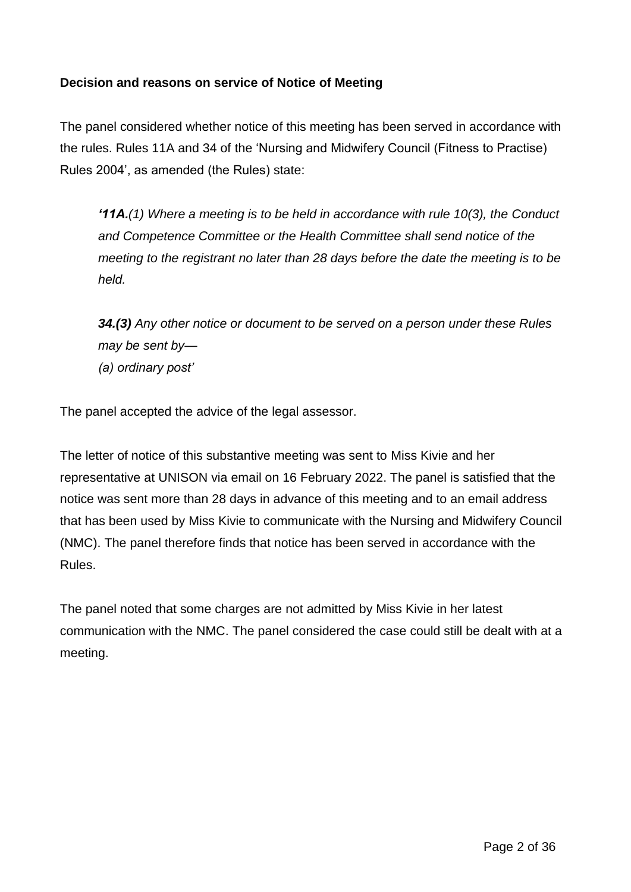**Decision and reasons on service of Notice of Meeting**

The panel considered whether notice of this meeting has been served in accordance with the rules. Rules 11A and 34 of the 'Nursing and Midwifery Council (Fitness to Practise) Rules 2004', as amended (the Rules) state:

> ***'11A.****(1) Where a meeting is to be held in accordance with rule 10(3), the Conduct and Competence Committee or the Health Committee shall send notice of the meeting to the registrant no later than 28 days before the date the meeting is to be held.*
>
> ***34.(3)*** *Any other notice or document to be served on a person under these Rules may be sent by—*
> *(a) ordinary post'*

The panel accepted the advice of the legal assessor.

The letter of notice of this substantive meeting was sent to Miss Kivie and her representative at UNISON via email on 16 February 2022. The panel is satisfied that the notice was sent more than 28 days in advance of this meeting and to an email address that has been used by Miss Kivie to communicate with the Nursing and Midwifery Council (NMC). The panel therefore finds that notice has been served in accordance with the Rules.

The panel noted that some charges are not admitted by Miss Kivie in her latest communication with the NMC. The panel considered the case could still be dealt with at a meeting.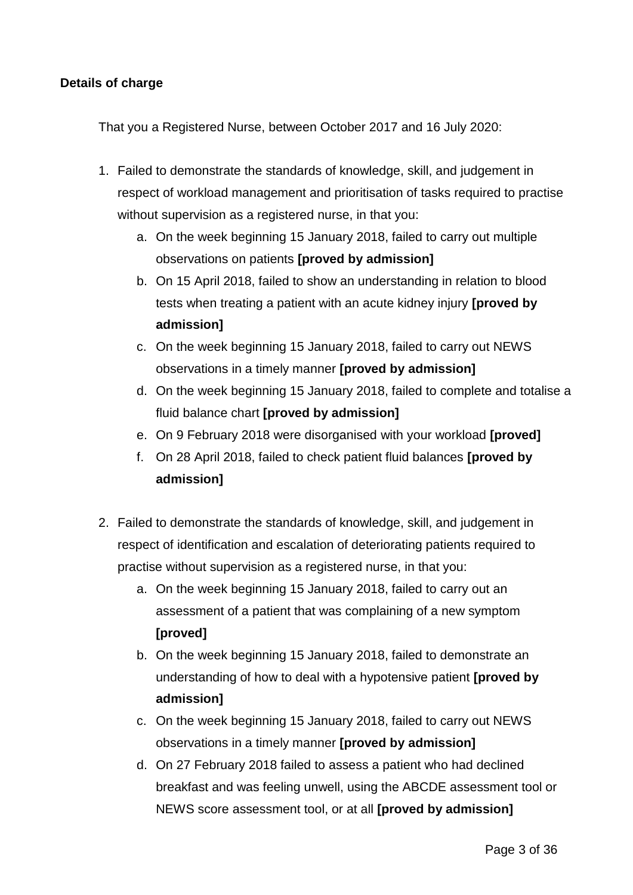**Details of charge**

That you a Registered Nurse, between October 2017 and 16 July 2020:

1. Failed to demonstrate the standards of knowledge, skill, and judgement in respect of workload management and prioritisation of tasks required to practise without supervision as a registered nurse, in that you:
    a. On the week beginning 15 January 2018, failed to carry out multiple observations on patients **[proved by admission]**
    b. On 15 April 2018, failed to show an understanding in relation to blood tests when treating a patient with an acute kidney injury **[proved by admission]**
    c. On the week beginning 15 January 2018, failed to carry out NEWS observations in a timely manner **[proved by admission]**
    d. On the week beginning 15 January 2018, failed to complete and totalise a fluid balance chart **[proved by admission]**
    e. On 9 February 2018 were disorganised with your workload **[proved]**
    f. On 28 April 2018, failed to check patient fluid balances **[proved by admission]**

2. Failed to demonstrate the standards of knowledge, skill, and judgement in respect of identification and escalation of deteriorating patients required to practise without supervision as a registered nurse, in that you:
    a. On the week beginning 15 January 2018, failed to carry out an assessment of a patient that was complaining of a new symptom **[proved]**
    b. On the week beginning 15 January 2018, failed to demonstrate an understanding of how to deal with a hypotensive patient **[proved by admission]**
    c. On the week beginning 15 January 2018, failed to carry out NEWS observations in a timely manner **[proved by admission]**
    d. On 27 February 2018 failed to assess a patient who had declined breakfast and was feeling unwell, using the ABCDE assessment tool or NEWS score assessment tool, or at all **[proved by admission]**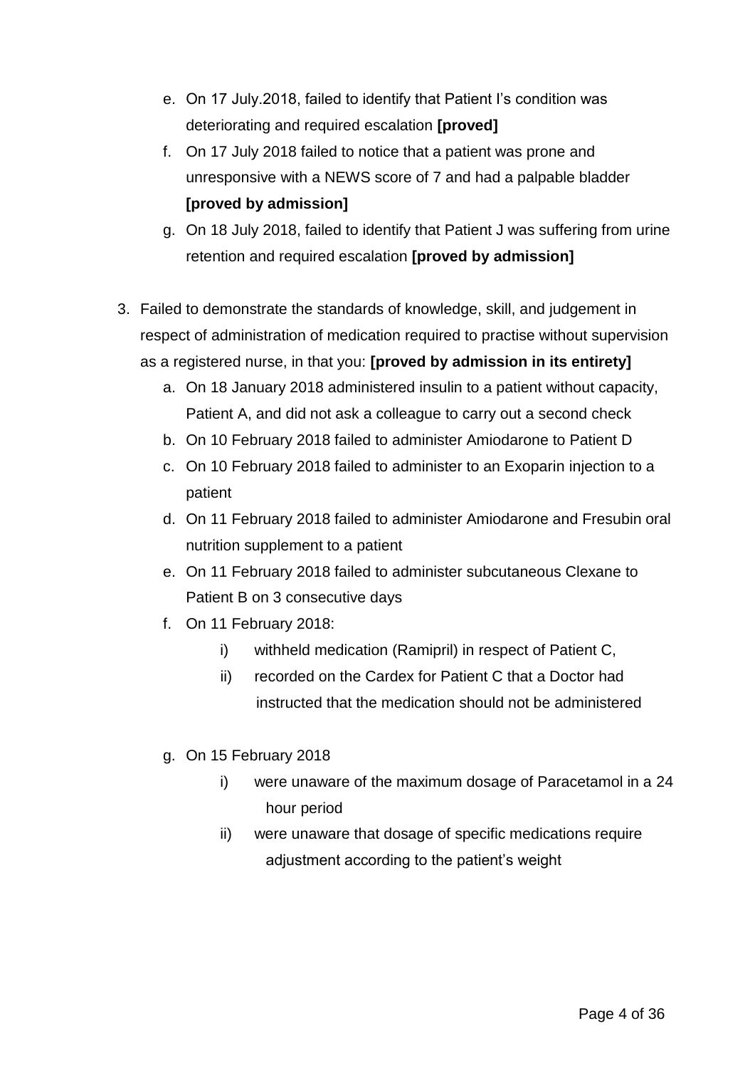e. On 17 July.2018, failed to identify that Patient I's condition was deteriorating and required escalation **[proved]**
   f. On 17 July 2018 failed to notice that a patient was prone and unresponsive with a NEWS score of 7 and had a palpable bladder **[proved by admission]**
   g. On 18 July 2018, failed to identify that Patient J was suffering from urine retention and required escalation **[proved by admission]**

3. Failed to demonstrate the standards of knowledge, skill, and judgement in respect of administration of medication required to practise without supervision as a registered nurse, in that you: **[proved by admission in its entirety]**
   a. On 18 January 2018 administered insulin to a patient without capacity, Patient A, and did not ask a colleague to carry out a second check
   b. On 10 February 2018 failed to administer Amiodarone to Patient D
   c. On 10 February 2018 failed to administer to an Exoparin injection to a patient
   d. On 11 February 2018 failed to administer Amiodarone and Fresubin oral nutrition supplement to a patient
   e. On 11 February 2018 failed to administer subcutaneous Clexane to Patient B on 3 consecutive days
   f. On 11 February 2018:
      i) withheld medication (Ramipril) in respect of Patient C,
      ii) recorded on the Cardex for Patient C that a Doctor had instructed that the medication should not be administered
   g. On 15 February 2018
      i) were unaware of the maximum dosage of Paracetamol in a 24 hour period
      ii) were unaware that dosage of specific medications require adjustment according to the patient's weight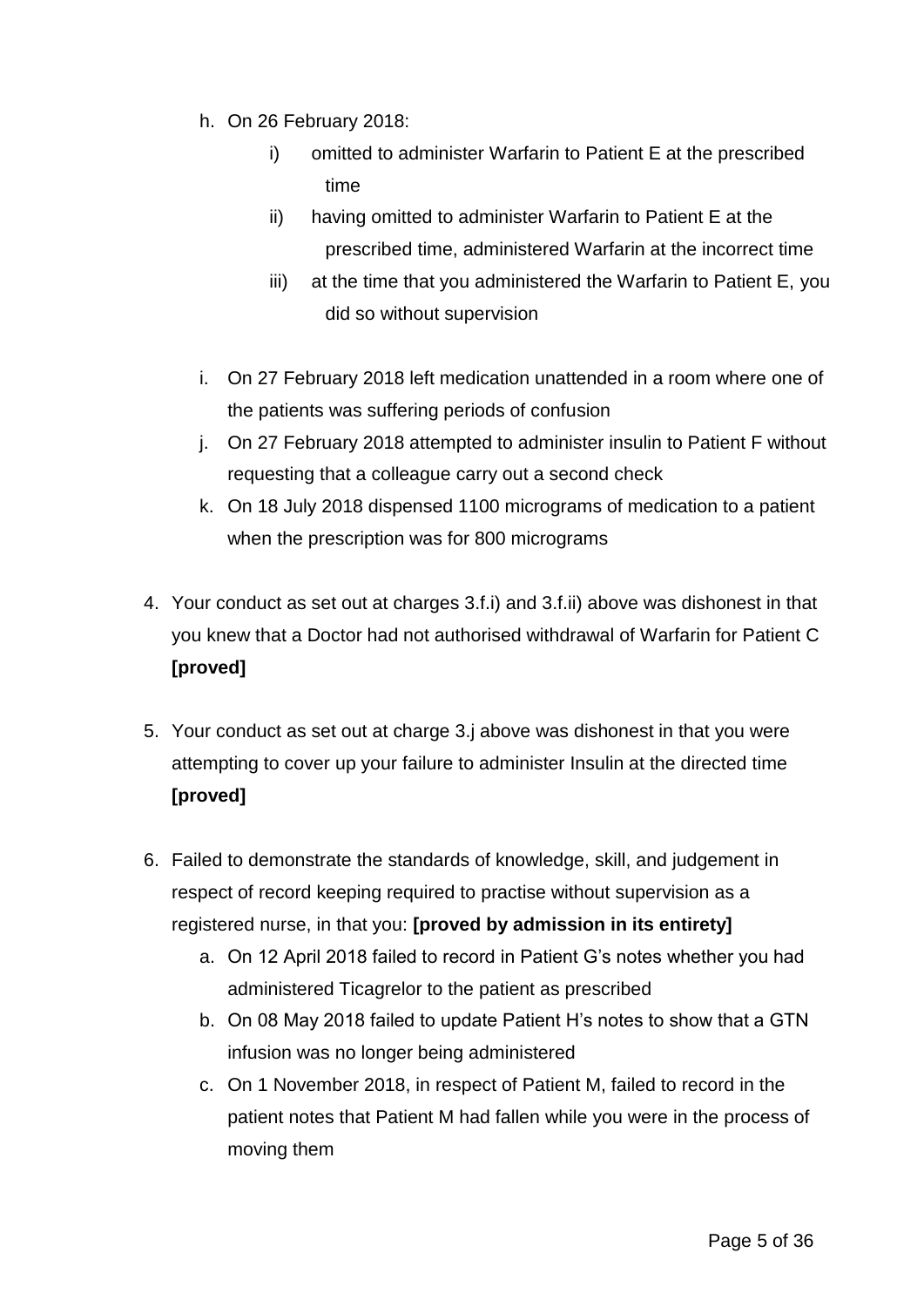h. On 26 February 2018:
    i) omitted to administer Warfarin to Patient E at the prescribed time
    ii) having omitted to administer Warfarin to Patient E at the prescribed time, administered Warfarin at the incorrect time
    iii) at the time that you administered the Warfarin to Patient E, you did so without supervision

i. On 27 February 2018 left medication unattended in a room where one of the patients was suffering periods of confusion

j. On 27 February 2018 attempted to administer insulin to Patient F without requesting that a colleague carry out a second check

k. On 18 July 2018 dispensed 1100 micrograms of medication to a patient when the prescription was for 800 micrograms

4. Your conduct as set out at charges 3.f.i) and 3.f.ii) above was dishonest in that you knew that a Doctor had not authorised withdrawal of Warfarin for Patient C **[proved]**

5. Your conduct as set out at charge 3.j above was dishonest in that you were attempting to cover up your failure to administer Insulin at the directed time **[proved]**

6. Failed to demonstrate the standards of knowledge, skill, and judgement in respect of record keeping required to practise without supervision as a registered nurse, in that you: **[proved by admission in its entirety]**
    a. On 12 April 2018 failed to record in Patient G's notes whether you had administered Ticagrelor to the patient as prescribed
    b. On 08 May 2018 failed to update Patient H's notes to show that a GTN infusion was no longer being administered
    c. On 1 November 2018, in respect of Patient M, failed to record in the patient notes that Patient M had fallen while you were in the process of moving them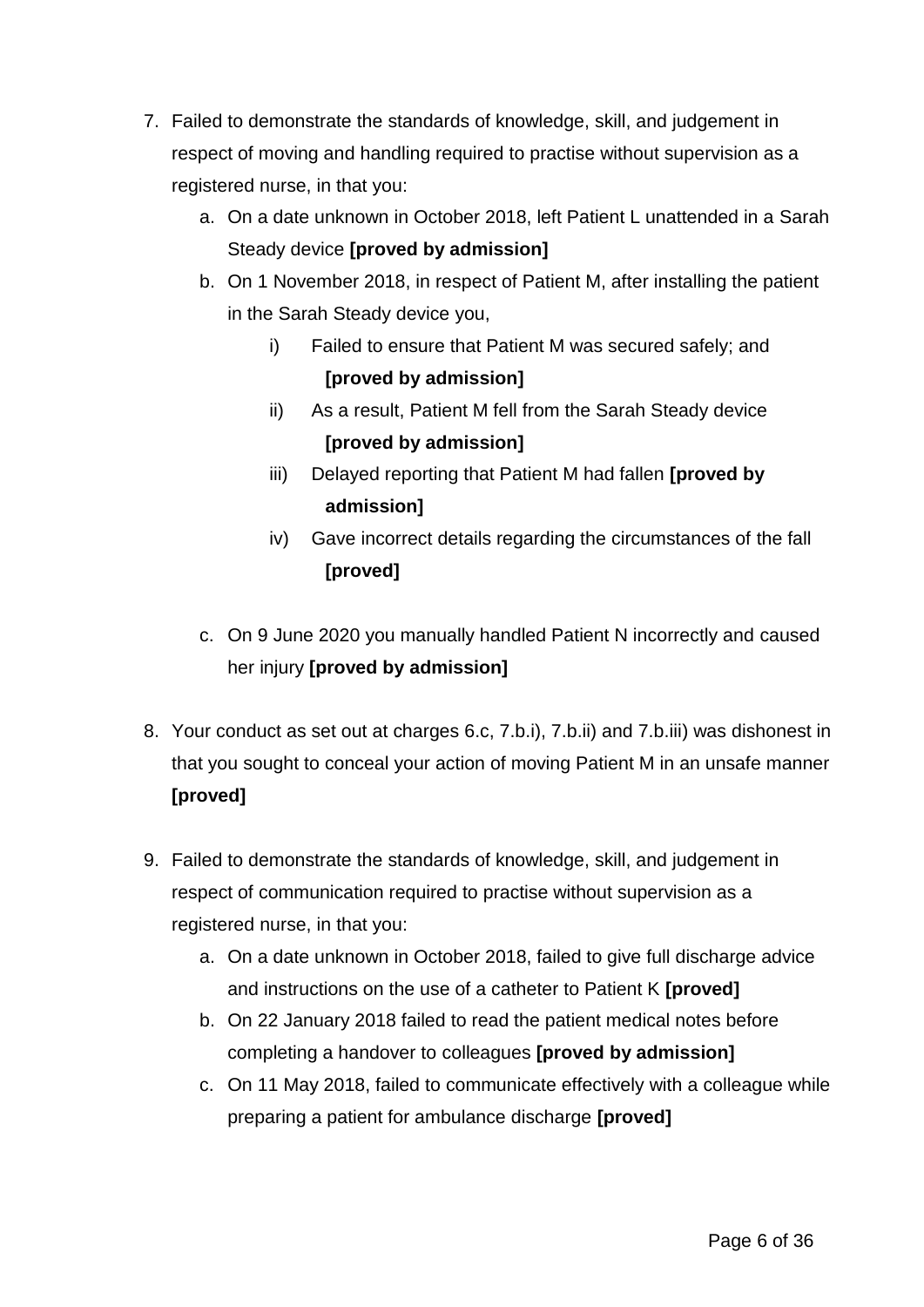7. Failed to demonstrate the standards of knowledge, skill, and judgement in respect of moving and handling required to practise without supervision as a registered nurse, in that you:
   a. On a date unknown in October 2018, left Patient L unattended in a Sarah Steady device **[proved by admission]**
   b. On 1 November 2018, in respect of Patient M, after installing the patient in the Sarah Steady device you,
      i) Failed to ensure that Patient M was secured safely; and **[proved by admission]**
      ii) As a result, Patient M fell from the Sarah Steady device **[proved by admission]**
      iii) Delayed reporting that Patient M had fallen **[proved by admission]**
      iv) Gave incorrect details regarding the circumstances of the fall **[proved]**
   c. On 9 June 2020 you manually handled Patient N incorrectly and caused her injury **[proved by admission]**

8. Your conduct as set out at charges 6.c, 7.b.i), 7.b.ii) and 7.b.iii) was dishonest in that you sought to conceal your action of moving Patient M in an unsafe manner **[proved]**

9. Failed to demonstrate the standards of knowledge, skill, and judgement in respect of communication required to practise without supervision as a registered nurse, in that you:
   a. On a date unknown in October 2018, failed to give full discharge advice and instructions on the use of a catheter to Patient K **[proved]**
   b. On 22 January 2018 failed to read the patient medical notes before completing a handover to colleagues **[proved by admission]**
   c. On 11 May 2018, failed to communicate effectively with a colleague while preparing a patient for ambulance discharge **[proved]**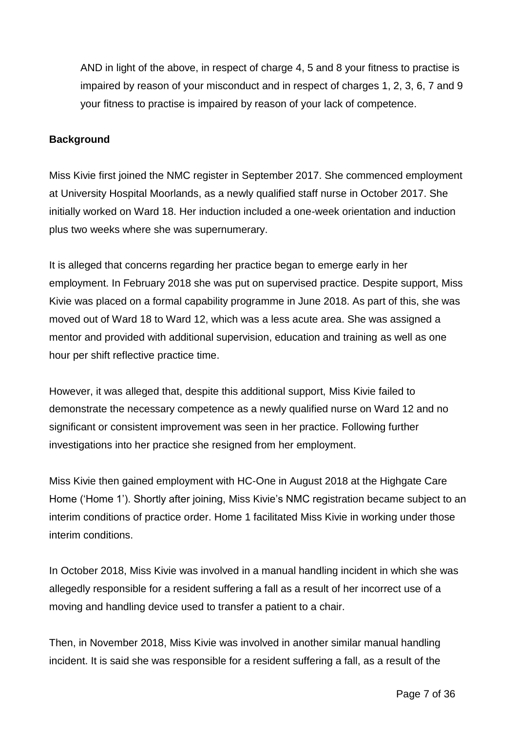AND in light of the above, in respect of charge 4, 5 and 8 your fitness to practise is impaired by reason of your misconduct and in respect of charges 1, 2, 3, 6, 7 and 9 your fitness to practise is impaired by reason of your lack of competence.

**Background**

Miss Kivie first joined the NMC register in September 2017. She commenced employment at University Hospital Moorlands, as a newly qualified staff nurse in October 2017. She initially worked on Ward 18. Her induction included a one-week orientation and induction plus two weeks where she was supernumerary.

It is alleged that concerns regarding her practice began to emerge early in her employment. In February 2018 she was put on supervised practice. Despite support, Miss Kivie was placed on a formal capability programme in June 2018. As part of this, she was moved out of Ward 18 to Ward 12, which was a less acute area. She was assigned a mentor and provided with additional supervision, education and training as well as one hour per shift reflective practice time.

However, it was alleged that, despite this additional support, Miss Kivie failed to demonstrate the necessary competence as a newly qualified nurse on Ward 12 and no significant or consistent improvement was seen in her practice. Following further investigations into her practice she resigned from her employment.

Miss Kivie then gained employment with HC-One in August 2018 at the Highgate Care Home ('Home 1'). Shortly after joining, Miss Kivie's NMC registration became subject to an interim conditions of practice order. Home 1 facilitated Miss Kivie in working under those interim conditions.

In October 2018, Miss Kivie was involved in a manual handling incident in which she was allegedly responsible for a resident suffering a fall as a result of her incorrect use of a moving and handling device used to transfer a patient to a chair.

Then, in November 2018, Miss Kivie was involved in another similar manual handling incident. It is said she was responsible for a resident suffering a fall, as a result of the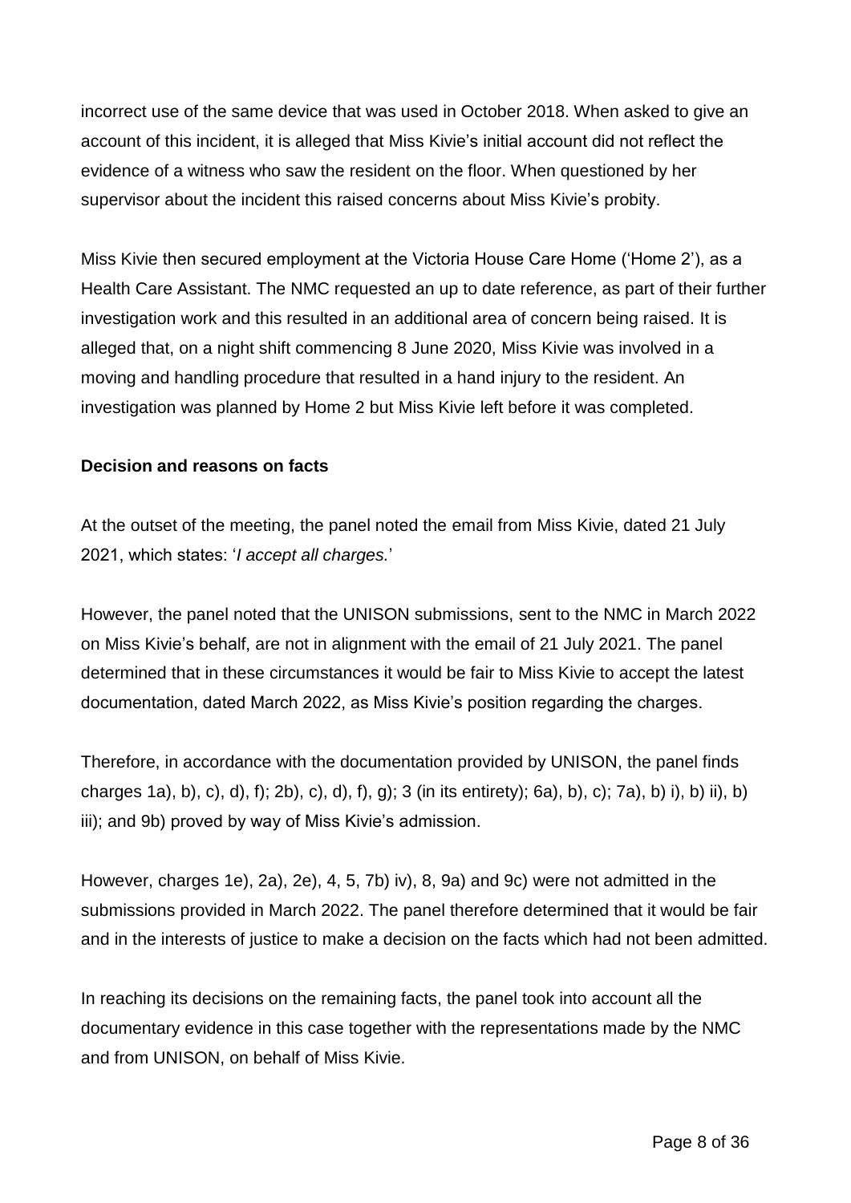incorrect use of the same device that was used in October 2018. When asked to give an account of this incident, it is alleged that Miss Kivie's initial account did not reflect the evidence of a witness who saw the resident on the floor. When questioned by her supervisor about the incident this raised concerns about Miss Kivie's probity.

Miss Kivie then secured employment at the Victoria House Care Home ('Home 2'), as a Health Care Assistant. The NMC requested an up to date reference, as part of their further investigation work and this resulted in an additional area of concern being raised. It is alleged that, on a night shift commencing 8 June 2020, Miss Kivie was involved in a moving and handling procedure that resulted in a hand injury to the resident. An investigation was planned by Home 2 but Miss Kivie left before it was completed.

**Decision and reasons on facts**

At the outset of the meeting, the panel noted the email from Miss Kivie, dated 21 July 2021, which states: '*I accept all charges.*'

However, the panel noted that the UNISON submissions, sent to the NMC in March 2022 on Miss Kivie's behalf, are not in alignment with the email of 21 July 2021. The panel determined that in these circumstances it would be fair to Miss Kivie to accept the latest documentation, dated March 2022, as Miss Kivie's position regarding the charges.

Therefore, in accordance with the documentation provided by UNISON, the panel finds charges 1a), b), c), d), f); 2b), c), d), f), g); 3 (in its entirety); 6a), b), c); 7a), b) i), b) ii), b) iii); and 9b) proved by way of Miss Kivie's admission.

However, charges 1e), 2a), 2e), 4, 5, 7b) iv), 8, 9a) and 9c) were not admitted in the submissions provided in March 2022. The panel therefore determined that it would be fair and in the interests of justice to make a decision on the facts which had not been admitted.

In reaching its decisions on the remaining facts, the panel took into account all the documentary evidence in this case together with the representations made by the NMC and from UNISON, on behalf of Miss Kivie.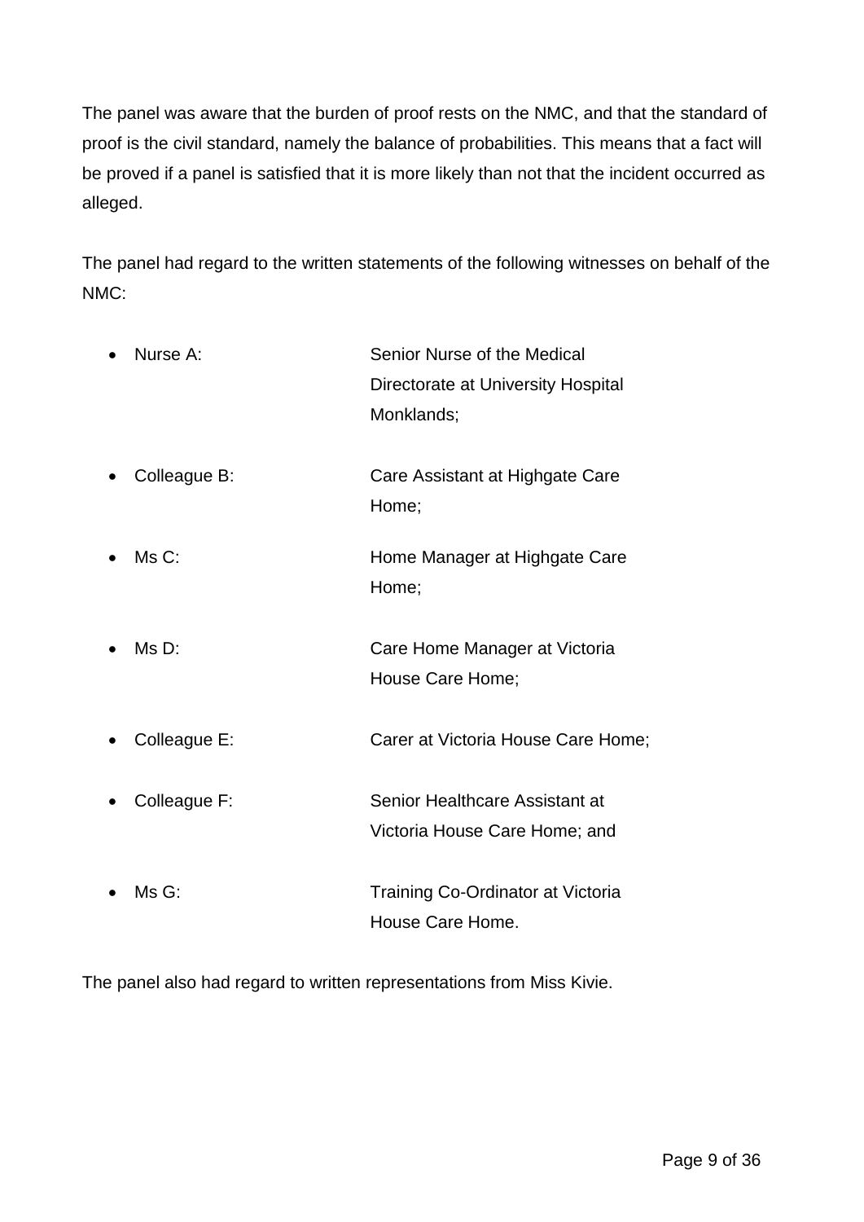The panel was aware that the burden of proof rests on the NMC, and that the standard of proof is the civil standard, namely the balance of probabilities. This means that a fact will be proved if a panel is satisfied that it is more likely than not that the incident occurred as alleged.

The panel had regard to the written statements of the following witnesses on behalf of the NMC:

- Nurse A: Senior Nurse of the Medical Directorate at University Hospital Monklands;
- Colleague B: Care Assistant at Highgate Care Home;
- Ms C: Home Manager at Highgate Care Home;
- Ms D: Care Home Manager at Victoria House Care Home;
- Colleague E: Carer at Victoria House Care Home;
- Colleague F: Senior Healthcare Assistant at Victoria House Care Home; and
- Ms G: Training Co-Ordinator at Victoria House Care Home.

The panel also had regard to written representations from Miss Kivie.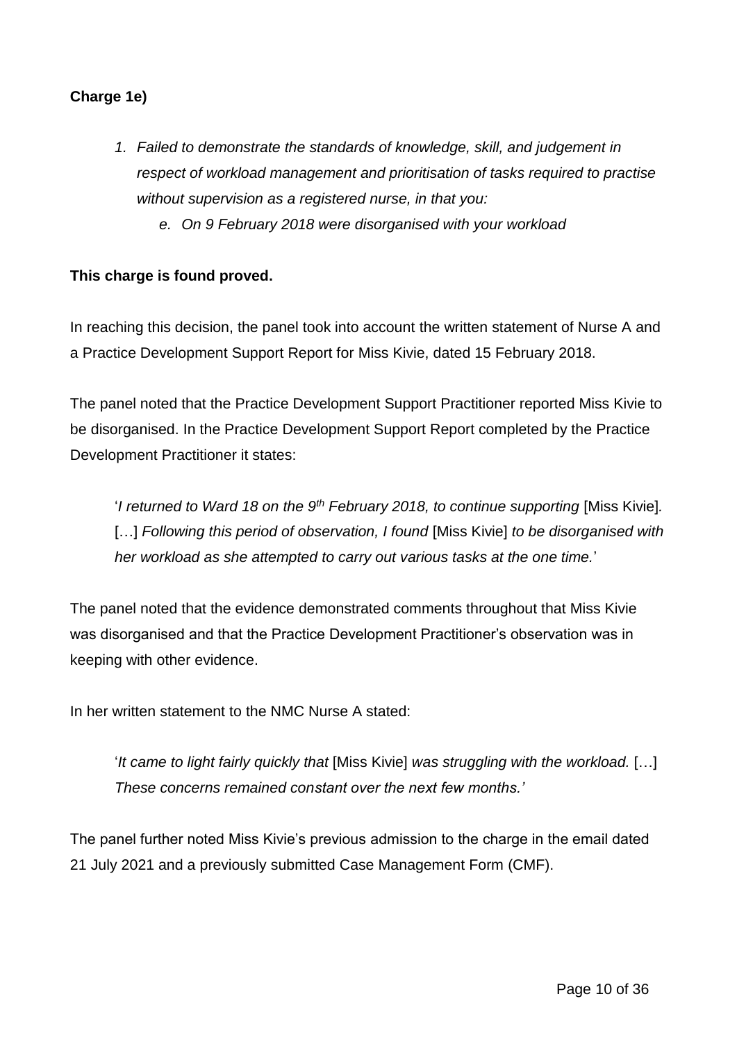**Charge 1e)**

1. *Failed to demonstrate the standards of knowledge, skill, and judgement in respect of workload management and prioritisation of tasks required to practise without supervision as a registered nurse, in that you:*
    - e. *On 9 February 2018 were disorganised with your workload*

**This charge is found proved.**

In reaching this decision, the panel took into account the written statement of Nurse A and a Practice Development Support Report for Miss Kivie, dated 15 February 2018.

The panel noted that the Practice Development Support Practitioner reported Miss Kivie to be disorganised. In the Practice Development Support Report completed by the Practice Development Practitioner it states:

> '*I returned to Ward 18 on the 9th February 2018, to continue supporting* [Miss Kivie]. […] *Following this period of observation, I found* [Miss Kivie] *to be disorganised with her workload as she attempted to carry out various tasks at the one time.*'

The panel noted that the evidence demonstrated comments throughout that Miss Kivie was disorganised and that the Practice Development Practitioner's observation was in keeping with other evidence.

In her written statement to the NMC Nurse A stated:

> '*It came to light fairly quickly that* [Miss Kivie] *was struggling with the workload.* […] *These concerns remained constant over the next few months.'*

The panel further noted Miss Kivie's previous admission to the charge in the email dated 21 July 2021 and a previously submitted Case Management Form (CMF).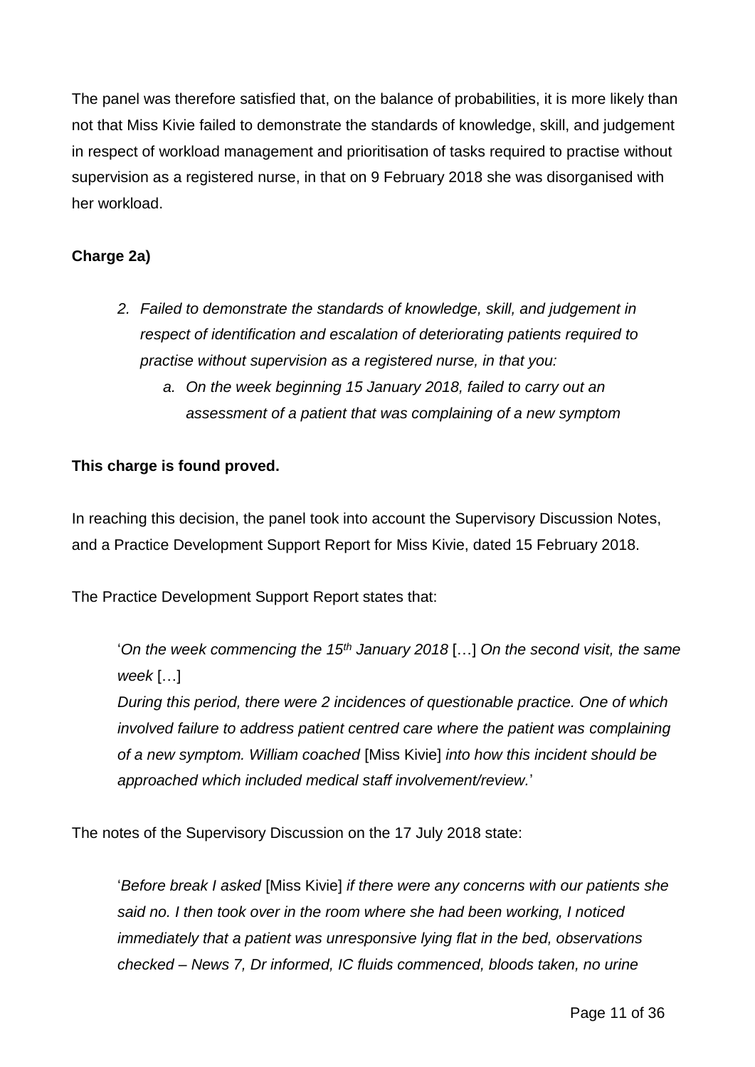The panel was therefore satisfied that, on the balance of probabilities, it is more likely than not that Miss Kivie failed to demonstrate the standards of knowledge, skill, and judgement in respect of workload management and prioritisation of tasks required to practise without supervision as a registered nurse, in that on 9 February 2018 she was disorganised with her workload.

**Charge 2a)**

> 2. *Failed to demonstrate the standards of knowledge, skill, and judgement in respect of identification and escalation of deteriorating patients required to practise without supervision as a registered nurse, in that you:*
>     a. *On the week beginning 15 January 2018, failed to carry out an assessment of a patient that was complaining of a new symptom*

**This charge is found proved.**

In reaching this decision, the panel took into account the Supervisory Discussion Notes, and a Practice Development Support Report for Miss Kivie, dated 15 February 2018.

The Practice Development Support Report states that:

> '*On the week commencing the 15th January 2018* […] *On the second visit, the same week* […]
> *During this period, there were 2 incidences of questionable practice. One of which involved failure to address patient centred care where the patient was complaining of a new symptom. William coached* [Miss Kivie] *into how this incident should be approached which included medical staff involvement/review.*'

The notes of the Supervisory Discussion on the 17 July 2018 state:

> '*Before break I asked* [Miss Kivie] *if there were any concerns with our patients she said no. I then took over in the room where she had been working, I noticed immediately that a patient was unresponsive lying flat in the bed, observations checked – News 7, Dr informed, IC fluids commenced, bloods taken, no urine*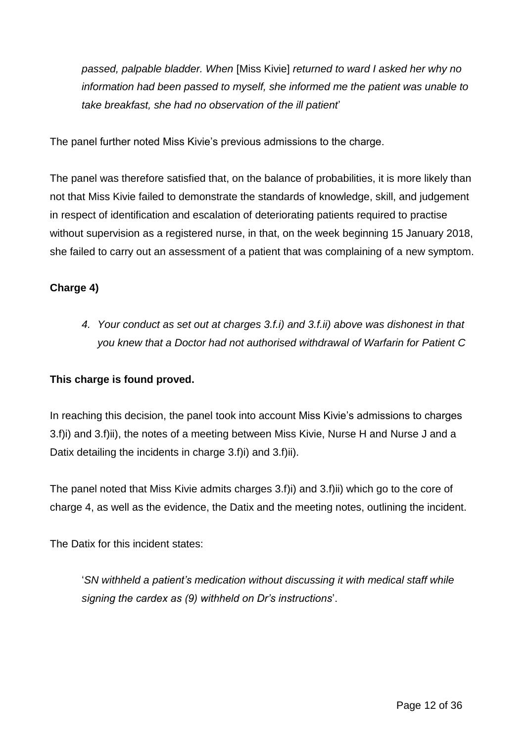> *passed, palpable bladder. When* [Miss Kivie] *returned to ward I asked her why no information had been passed to myself, she informed me the patient was unable to take breakfast, she had no observation of the ill patient*'

The panel further noted Miss Kivie's previous admissions to the charge.

The panel was therefore satisfied that, on the balance of probabilities, it is more likely than not that Miss Kivie failed to demonstrate the standards of knowledge, skill, and judgement in respect of identification and escalation of deteriorating patients required to practise without supervision as a registered nurse, in that, on the week beginning 15 January 2018, she failed to carry out an assessment of a patient that was complaining of a new symptom.

**Charge 4)**

> *4. Your conduct as set out at charges 3.f.i) and 3.f.ii) above was dishonest in that you knew that a Doctor had not authorised withdrawal of Warfarin for Patient C*

**This charge is found proved.**

In reaching this decision, the panel took into account Miss Kivie's admissions to charges 3.f)i) and 3.f)ii), the notes of a meeting between Miss Kivie, Nurse H and Nurse J and a Datix detailing the incidents in charge 3.f)i) and 3.f)ii).

The panel noted that Miss Kivie admits charges 3.f)i) and 3.f)ii) which go to the core of charge 4, as well as the evidence, the Datix and the meeting notes, outlining the incident.

The Datix for this incident states:

> '*SN withheld a patient's medication without discussing it with medical staff while signing the cardex as (9) withheld on Dr's instructions*'.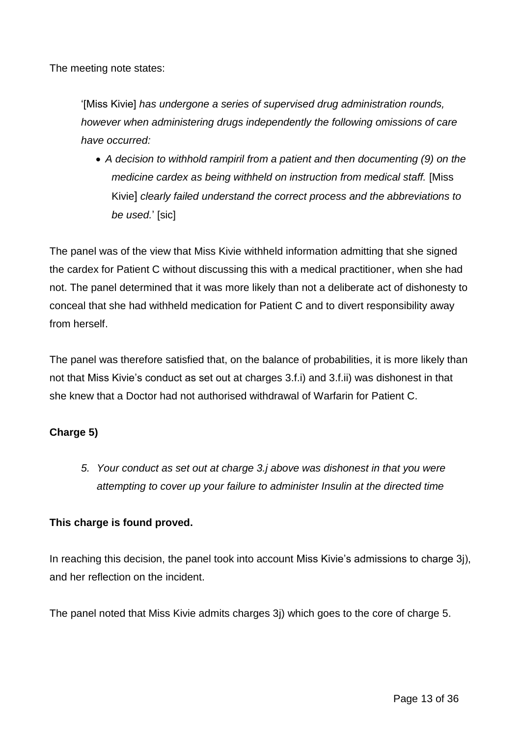The meeting note states:

> '[Miss Kivie] *has undergone a series of supervised drug administration rounds, however when administering drugs independently the following omissions of care have occurred:*
>
> - *A decision to withhold rampiril from a patient and then documenting (9) on the medicine cardex as being withheld on instruction from medical staff.* [Miss Kivie] *clearly failed understand the correct process and the abbreviations to be used.*' [sic]

The panel was of the view that Miss Kivie withheld information admitting that she signed the cardex for Patient C without discussing this with a medical practitioner, when she had not. The panel determined that it was more likely than not a deliberate act of dishonesty to conceal that she had withheld medication for Patient C and to divert responsibility away from herself.

The panel was therefore satisfied that, on the balance of probabilities, it is more likely than not that Miss Kivie's conduct as set out at charges 3.f.i) and 3.f.ii) was dishonest in that she knew that a Doctor had not authorised withdrawal of Warfarin for Patient C.

**Charge 5)**

> *5. Your conduct as set out at charge 3.j above was dishonest in that you were attempting to cover up your failure to administer Insulin at the directed time*

**This charge is found proved.**

In reaching this decision, the panel took into account Miss Kivie's admissions to charge 3j), and her reflection on the incident.

The panel noted that Miss Kivie admits charges 3j) which goes to the core of charge 5.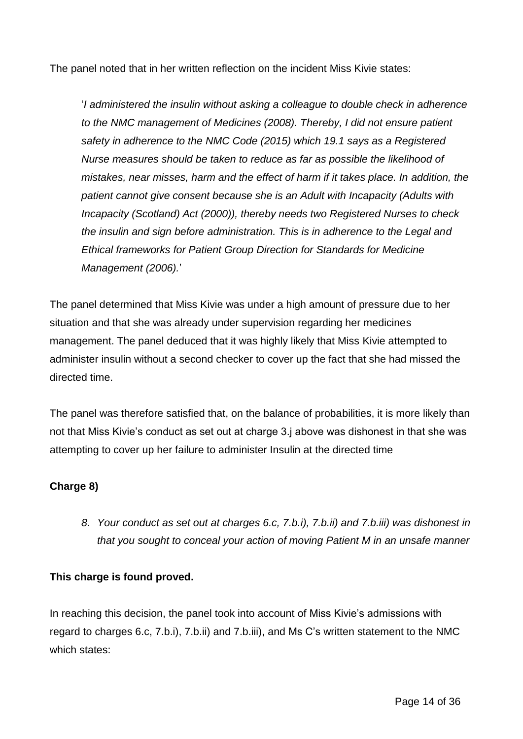The panel noted that in her written reflection on the incident Miss Kivie states:

> '*I administered the insulin without asking a colleague to double check in adherence to the NMC management of Medicines (2008). Thereby, I did not ensure patient safety in adherence to the NMC Code (2015) which 19.1 says as a Registered Nurse measures should be taken to reduce as far as possible the likelihood of mistakes, near misses, harm and the effect of harm if it takes place. In addition, the patient cannot give consent because she is an Adult with Incapacity (Adults with Incapacity (Scotland) Act (2000)), thereby needs two Registered Nurses to check the insulin and sign before administration. This is in adherence to the Legal and Ethical frameworks for Patient Group Direction for Standards for Medicine Management (2006).*'

The panel determined that Miss Kivie was under a high amount of pressure due to her situation and that she was already under supervision regarding her medicines management. The panel deduced that it was highly likely that Miss Kivie attempted to administer insulin without a second checker to cover up the fact that she had missed the directed time.

The panel was therefore satisfied that, on the balance of probabilities, it is more likely than not that Miss Kivie's conduct as set out at charge 3.j above was dishonest in that she was attempting to cover up her failure to administer Insulin at the directed time

**Charge 8)**

> *8. Your conduct as set out at charges 6.c, 7.b.i), 7.b.ii) and 7.b.iii) was dishonest in that you sought to conceal your action of moving Patient M in an unsafe manner*

**This charge is found proved.**

In reaching this decision, the panel took into account of Miss Kivie's admissions with regard to charges 6.c, 7.b.i), 7.b.ii) and 7.b.iii), and Ms C's written statement to the NMC which states: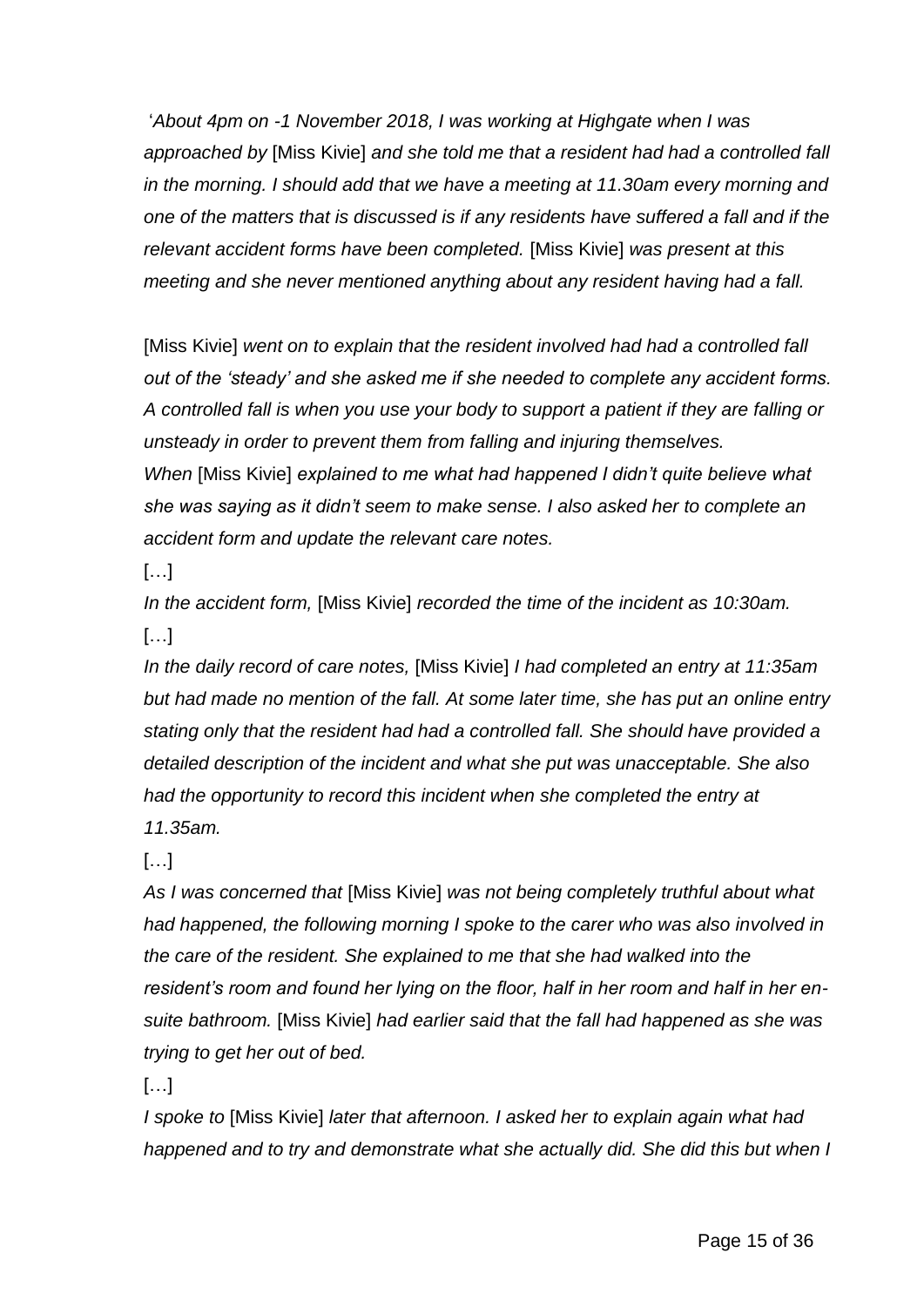'*About 4pm on -1 November 2018, I was working at Highgate when I was approached by* [Miss Kivie] *and she told me that a resident had had a controlled fall in the morning. I should add that we have a meeting at 11.30am every morning and one of the matters that is discussed is if any residents have suffered a fall and if the relevant accident forms have been completed.* [Miss Kivie] *was present at this meeting and she never mentioned anything about any resident having had a fall.*

[Miss Kivie] *went on to explain that the resident involved had had a controlled fall out of the 'steady' and she asked me if she needed to complete any accident forms. A controlled fall is when you use your body to support a patient if they are falling or unsteady in order to prevent them from falling and injuring themselves.*
*When* [Miss Kivie] *explained to me what had happened I didn't quite believe what she was saying as it didn't seem to make sense. I also asked her to complete an accident form and update the relevant care notes.*

[…]

*In the accident form,* [Miss Kivie] *recorded the time of the incident as 10:30am.*

[…]

*In the daily record of care notes,* [Miss Kivie] *I had completed an entry at 11:35am but had made no mention of the fall. At some later time, she has put an online entry stating only that the resident had had a controlled fall. She should have provided a detailed description of the incident and what she put was unacceptable. She also had the opportunity to record this incident when she completed the entry at 11.35am.*

[…]

*As I was concerned that* [Miss Kivie] *was not being completely truthful about what had happened, the following morning I spoke to the carer who was also involved in the care of the resident. She explained to me that she had walked into the resident's room and found her lying on the floor, half in her room and half in her en-suite bathroom.* [Miss Kivie] *had earlier said that the fall had happened as she was trying to get her out of bed.*

[…]

*I spoke to* [Miss Kivie] *later that afternoon. I asked her to explain again what had happened and to try and demonstrate what she actually did. She did this but when I*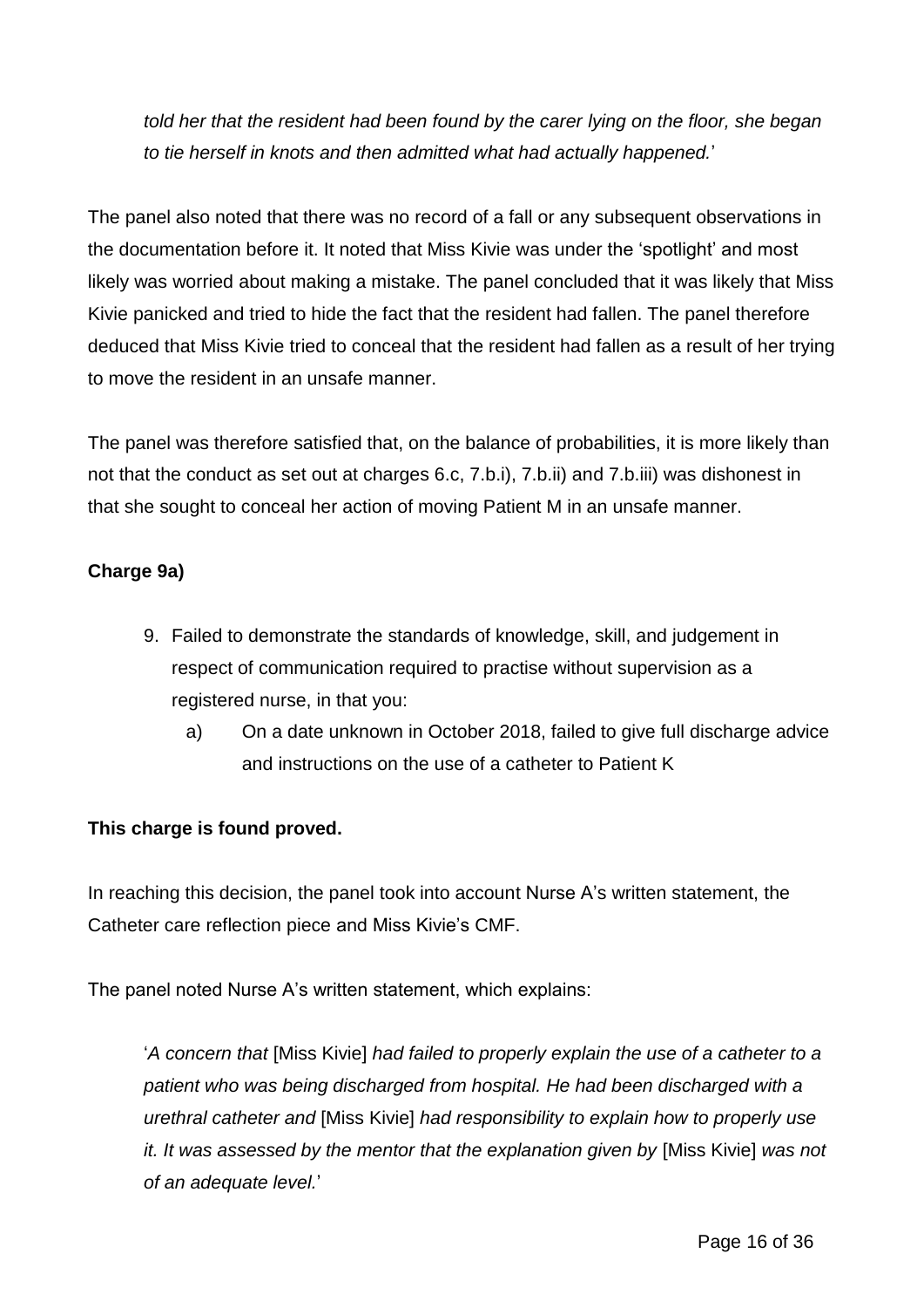> *told her that the resident had been found by the carer lying on the floor, she began to tie herself in knots and then admitted what had actually happened.*'

The panel also noted that there was no record of a fall or any subsequent observations in the documentation before it. It noted that Miss Kivie was under the 'spotlight' and most likely was worried about making a mistake. The panel concluded that it was likely that Miss Kivie panicked and tried to hide the fact that the resident had fallen. The panel therefore deduced that Miss Kivie tried to conceal that the resident had fallen as a result of her trying to move the resident in an unsafe manner.

The panel was therefore satisfied that, on the balance of probabilities, it is more likely than not that the conduct as set out at charges 6.c, 7.b.i), 7.b.ii) and 7.b.iii) was dishonest in that she sought to conceal her action of moving Patient M in an unsafe manner.

**Charge 9a)**

> 9. Failed to demonstrate the standards of knowledge, skill, and judgement in respect of communication required to practise without supervision as a registered nurse, in that you:
>
>     a) On a date unknown in October 2018, failed to give full discharge advice and instructions on the use of a catheter to Patient K

**This charge is found proved.**

In reaching this decision, the panel took into account Nurse A's written statement, the Catheter care reflection piece and Miss Kivie's CMF.

The panel noted Nurse A's written statement, which explains:

> '*A concern that* [Miss Kivie] *had failed to properly explain the use of a catheter to a patient who was being discharged from hospital. He had been discharged with a urethral catheter and* [Miss Kivie] *had responsibility to explain how to properly use it. It was assessed by the mentor that the explanation given by* [Miss Kivie] *was not of an adequate level.*'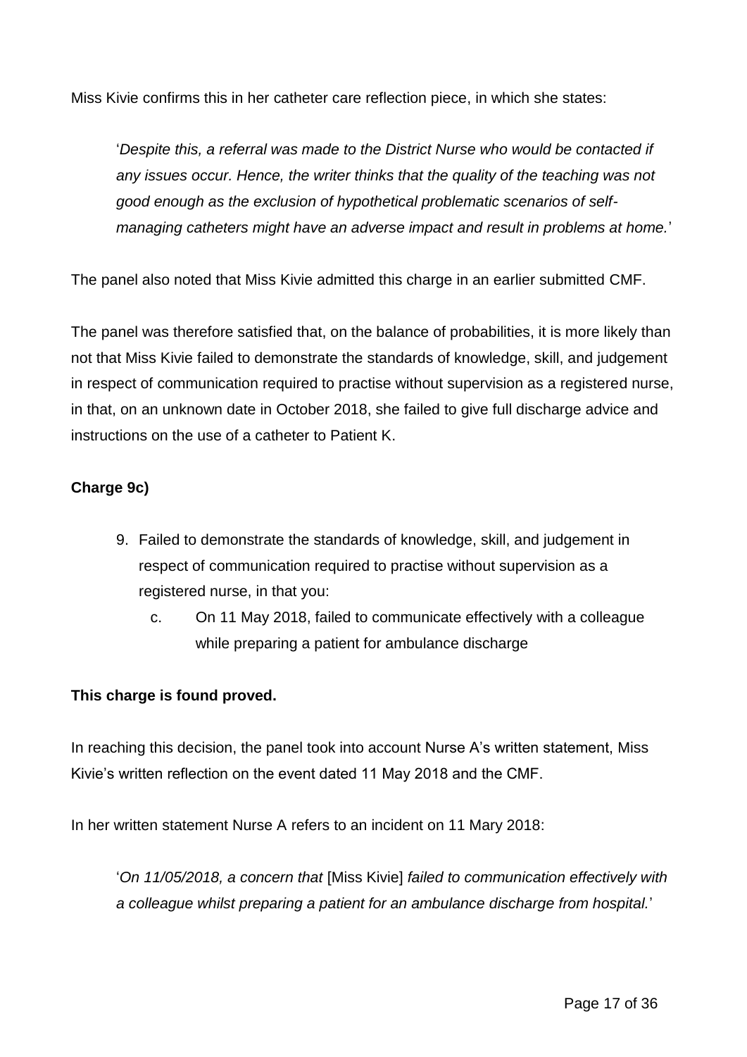Miss Kivie confirms this in her catheter care reflection piece, in which she states:

> '*Despite this, a referral was made to the District Nurse who would be contacted if any issues occur. Hence, the writer thinks that the quality of the teaching was not good enough as the exclusion of hypothetical problematic scenarios of self-managing catheters might have an adverse impact and result in problems at home.*'

The panel also noted that Miss Kivie admitted this charge in an earlier submitted CMF.

The panel was therefore satisfied that, on the balance of probabilities, it is more likely than not that Miss Kivie failed to demonstrate the standards of knowledge, skill, and judgement in respect of communication required to practise without supervision as a registered nurse, in that, on an unknown date in October 2018, she failed to give full discharge advice and instructions on the use of a catheter to Patient K.

**Charge 9c)**

9. Failed to demonstrate the standards of knowledge, skill, and judgement in respect of communication required to practise without supervision as a registered nurse, in that you:
    c. On 11 May 2018, failed to communicate effectively with a colleague while preparing a patient for ambulance discharge

**This charge is found proved.**

In reaching this decision, the panel took into account Nurse A's written statement, Miss Kivie's written reflection on the event dated 11 May 2018 and the CMF.

In her written statement Nurse A refers to an incident on 11 Mary 2018:

> '*On 11/05/2018, a concern that* [Miss Kivie] *failed to communication effectively with a colleague whilst preparing a patient for an ambulance discharge from hospital.*'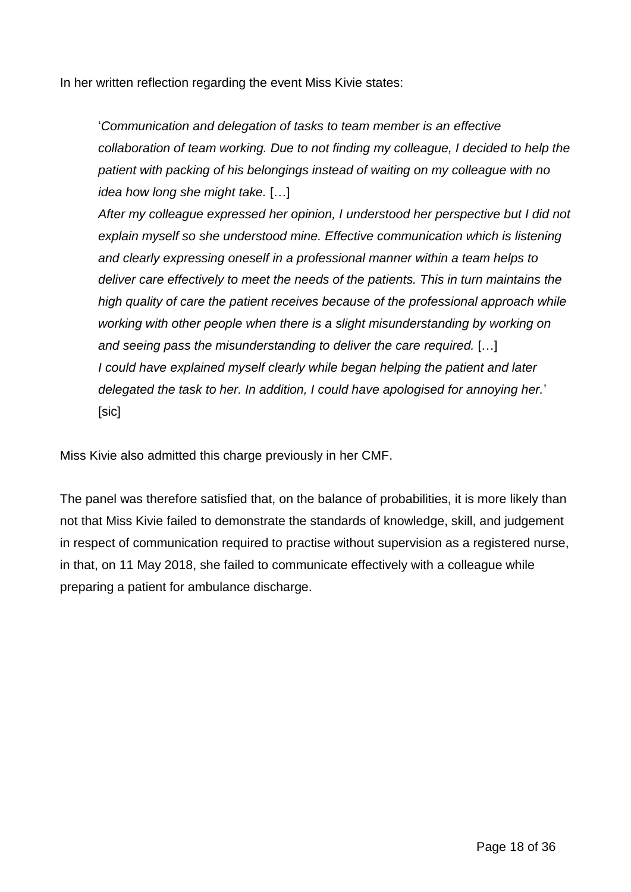In her written reflection regarding the event Miss Kivie states:

> '*Communication and delegation of tasks to team member is an effective collaboration of team working. Due to not finding my colleague, I decided to help the patient with packing of his belongings instead of waiting on my colleague with no idea how long she might take.* […]
> *After my colleague expressed her opinion, I understood her perspective but I did not explain myself so she understood mine. Effective communication which is listening and clearly expressing oneself in a professional manner within a team helps to deliver care effectively to meet the needs of the patients. This in turn maintains the high quality of care the patient receives because of the professional approach while working with other people when there is a slight misunderstanding by working on and seeing pass the misunderstanding to deliver the care required.* […]
> *I could have explained myself clearly while began helping the patient and later delegated the task to her. In addition, I could have apologised for annoying her.*' [sic]

Miss Kivie also admitted this charge previously in her CMF.

The panel was therefore satisfied that, on the balance of probabilities, it is more likely than not that Miss Kivie failed to demonstrate the standards of knowledge, skill, and judgement in respect of communication required to practise without supervision as a registered nurse, in that, on 11 May 2018, she failed to communicate effectively with a colleague while preparing a patient for ambulance discharge.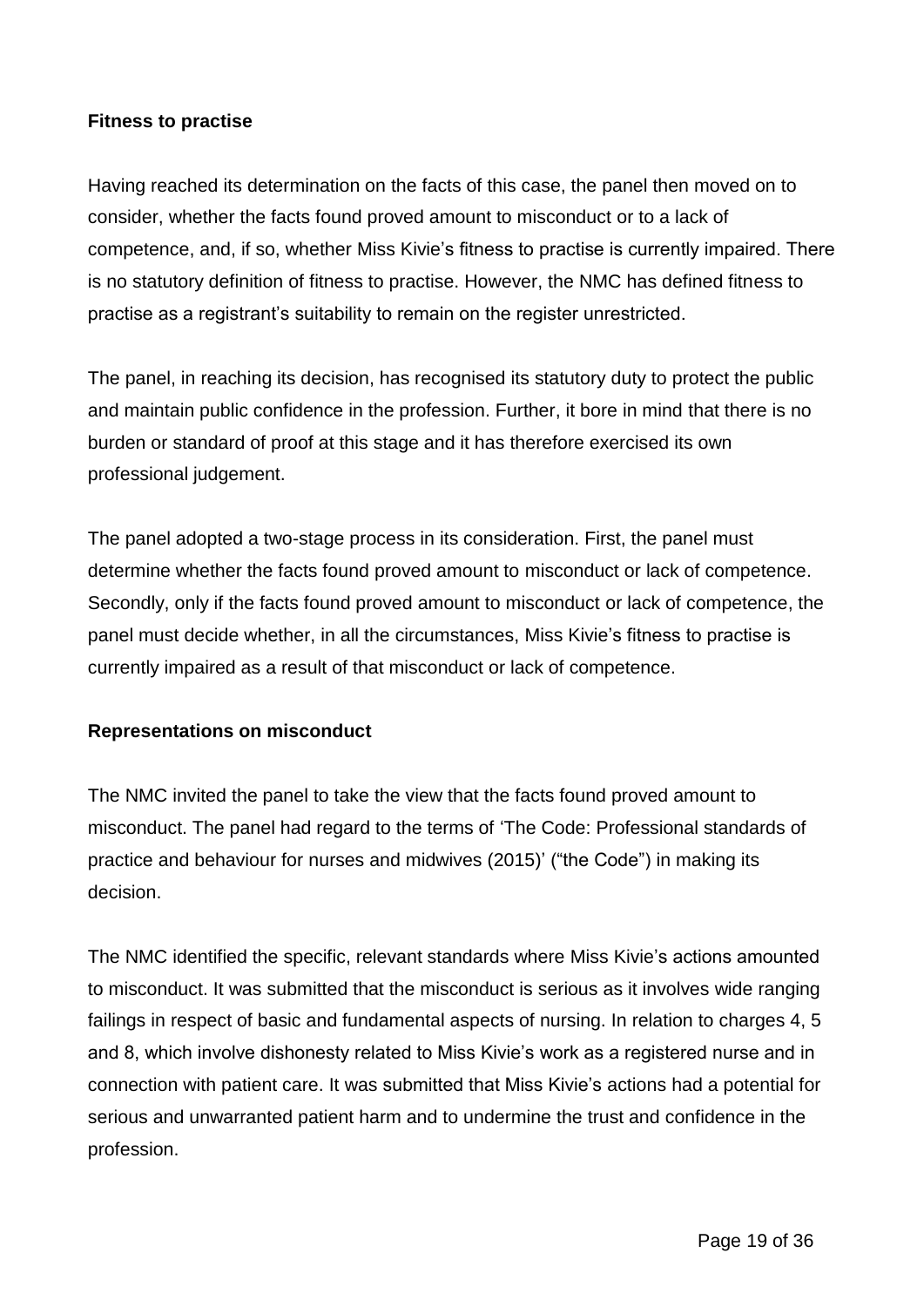**Fitness to practise**

Having reached its determination on the facts of this case, the panel then moved on to consider, whether the facts found proved amount to misconduct or to a lack of competence, and, if so, whether Miss Kivie's fitness to practise is currently impaired. There is no statutory definition of fitness to practise. However, the NMC has defined fitness to practise as a registrant's suitability to remain on the register unrestricted.

The panel, in reaching its decision, has recognised its statutory duty to protect the public and maintain public confidence in the profession. Further, it bore in mind that there is no burden or standard of proof at this stage and it has therefore exercised its own professional judgement.

The panel adopted a two-stage process in its consideration. First, the panel must determine whether the facts found proved amount to misconduct or lack of competence. Secondly, only if the facts found proved amount to misconduct or lack of competence, the panel must decide whether, in all the circumstances, Miss Kivie's fitness to practise is currently impaired as a result of that misconduct or lack of competence.

**Representations on misconduct**

The NMC invited the panel to take the view that the facts found proved amount to misconduct. The panel had regard to the terms of 'The Code: Professional standards of practice and behaviour for nurses and midwives (2015)' ("the Code") in making its decision.

The NMC identified the specific, relevant standards where Miss Kivie's actions amounted to misconduct. It was submitted that the misconduct is serious as it involves wide ranging failings in respect of basic and fundamental aspects of nursing. In relation to charges 4, 5 and 8, which involve dishonesty related to Miss Kivie's work as a registered nurse and in connection with patient care. It was submitted that Miss Kivie's actions had a potential for serious and unwarranted patient harm and to undermine the trust and confidence in the profession.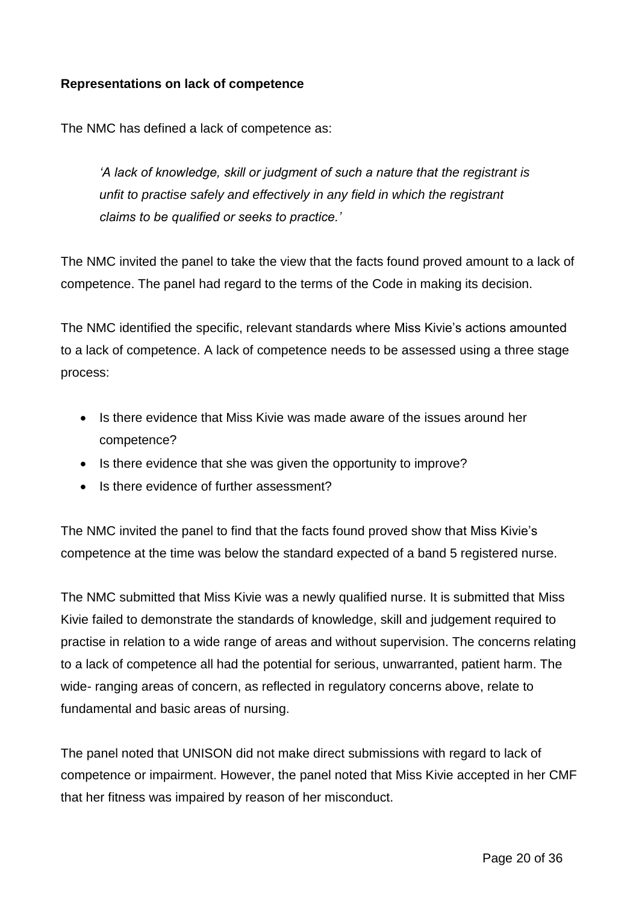**Representations on lack of competence**

The NMC has defined a lack of competence as:

> *'A lack of knowledge, skill or judgment of such a nature that the registrant is unfit to practise safely and effectively in any field in which the registrant claims to be qualified or seeks to practice.'*

The NMC invited the panel to take the view that the facts found proved amount to a lack of competence. The panel had regard to the terms of the Code in making its decision.

The NMC identified the specific, relevant standards where Miss Kivie's actions amounted to a lack of competence. A lack of competence needs to be assessed using a three stage process:

- Is there evidence that Miss Kivie was made aware of the issues around her competence?
- Is there evidence that she was given the opportunity to improve?
- Is there evidence of further assessment?

The NMC invited the panel to find that the facts found proved show that Miss Kivie's competence at the time was below the standard expected of a band 5 registered nurse.

The NMC submitted that Miss Kivie was a newly qualified nurse. It is submitted that Miss Kivie failed to demonstrate the standards of knowledge, skill and judgement required to practise in relation to a wide range of areas and without supervision. The concerns relating to a lack of competence all had the potential for serious, unwarranted, patient harm. The wide- ranging areas of concern, as reflected in regulatory concerns above, relate to fundamental and basic areas of nursing.

The panel noted that UNISON did not make direct submissions with regard to lack of competence or impairment. However, the panel noted that Miss Kivie accepted in her CMF that her fitness was impaired by reason of her misconduct.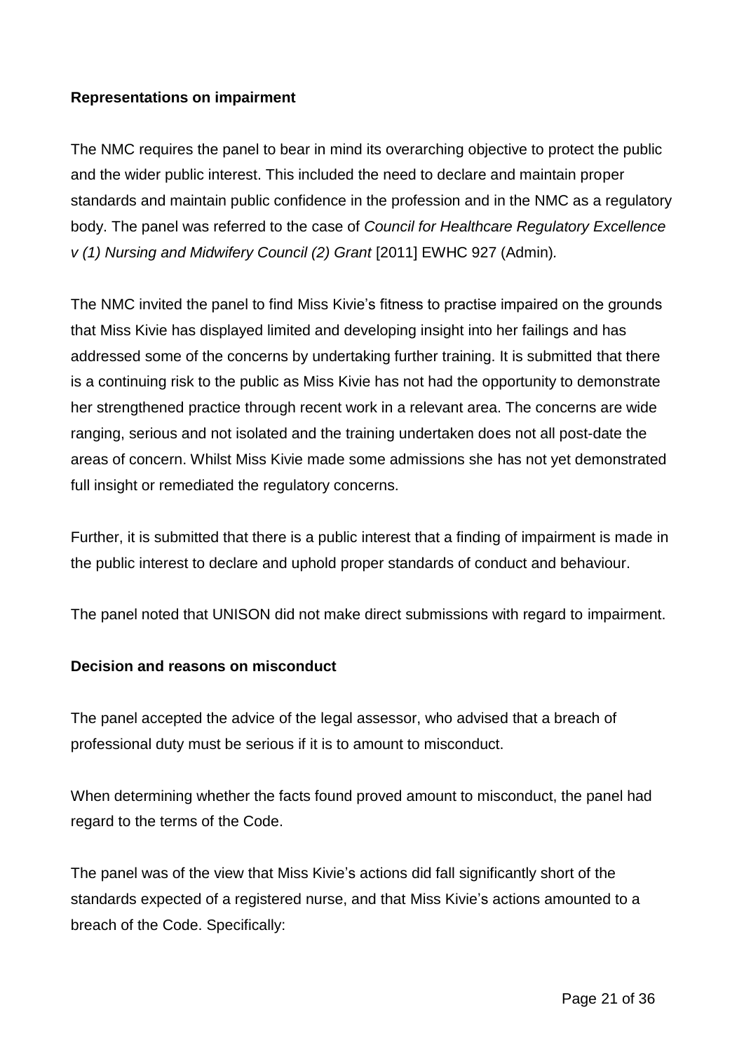**Representations on impairment**

The NMC requires the panel to bear in mind its overarching objective to protect the public and the wider public interest. This included the need to declare and maintain proper standards and maintain public confidence in the profession and in the NMC as a regulatory body. The panel was referred to the case of *Council for Healthcare Regulatory Excellence v (1) Nursing and Midwifery Council (2) Grant* [2011] EWHC 927 (Admin).

The NMC invited the panel to find Miss Kivie's fitness to practise impaired on the grounds that Miss Kivie has displayed limited and developing insight into her failings and has addressed some of the concerns by undertaking further training. It is submitted that there is a continuing risk to the public as Miss Kivie has not had the opportunity to demonstrate her strengthened practice through recent work in a relevant area. The concerns are wide ranging, serious and not isolated and the training undertaken does not all post-date the areas of concern. Whilst Miss Kivie made some admissions she has not yet demonstrated full insight or remediated the regulatory concerns.

Further, it is submitted that there is a public interest that a finding of impairment is made in the public interest to declare and uphold proper standards of conduct and behaviour.

The panel noted that UNISON did not make direct submissions with regard to impairment.

**Decision and reasons on misconduct**

The panel accepted the advice of the legal assessor, who advised that a breach of professional duty must be serious if it is to amount to misconduct.

When determining whether the facts found proved amount to misconduct, the panel had regard to the terms of the Code.

The panel was of the view that Miss Kivie's actions did fall significantly short of the standards expected of a registered nurse, and that Miss Kivie's actions amounted to a breach of the Code. Specifically: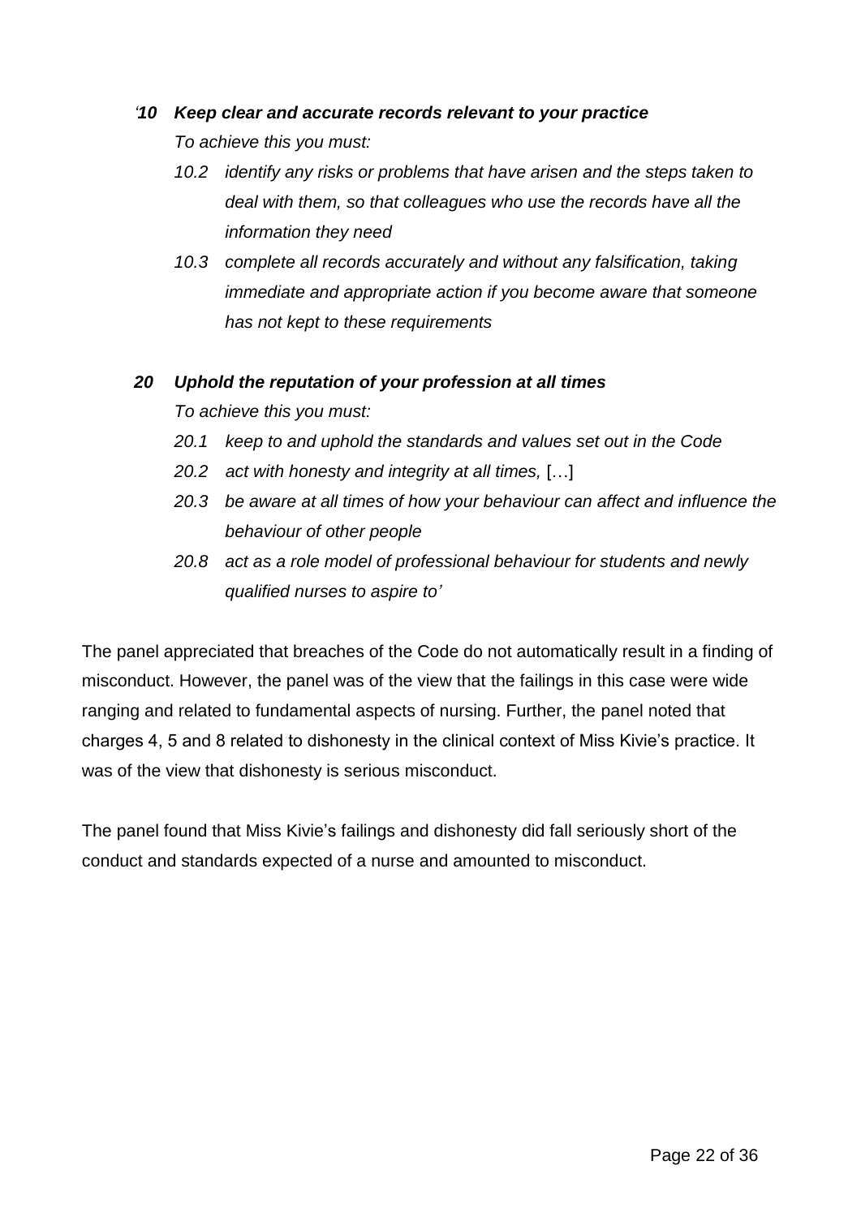*'**10 Keep clear and accurate records relevant to your practice***

*To achieve this you must:*

- *10.2 identify any risks or problems that have arisen and the steps taken to deal with them, so that colleagues who use the records have all the information they need*
- *10.3 complete all records accurately and without any falsification, taking immediate and appropriate action if you become aware that someone has not kept to these requirements*

***20 Uphold the reputation of your profession at all times***

*To achieve this you must:*

- *20.1 keep to and uphold the standards and values set out in the Code*
- *20.2 act with honesty and integrity at all times,* […]
- *20.3 be aware at all times of how your behaviour can affect and influence the behaviour of other people*
- *20.8 act as a role model of professional behaviour for students and newly qualified nurses to aspire to'*

The panel appreciated that breaches of the Code do not automatically result in a finding of misconduct. However, the panel was of the view that the failings in this case were wide ranging and related to fundamental aspects of nursing. Further, the panel noted that charges 4, 5 and 8 related to dishonesty in the clinical context of Miss Kivie's practice. It was of the view that dishonesty is serious misconduct.

The panel found that Miss Kivie's failings and dishonesty did fall seriously short of the conduct and standards expected of a nurse and amounted to misconduct.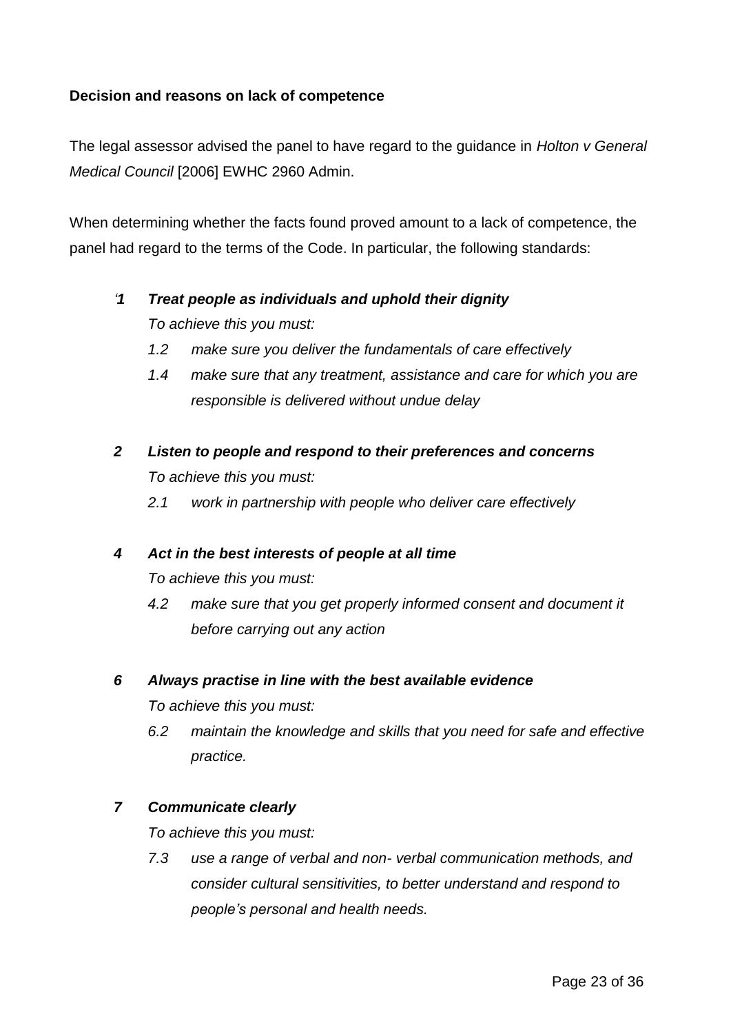**Decision and reasons on lack of competence**

The legal assessor advised the panel to have regard to the guidance in *Holton v General Medical Council* [2006] EWHC 2960 Admin.

When determining whether the facts found proved amount to a lack of competence, the panel had regard to the terms of the Code. In particular, the following standards:

*'**1 Treat people as individuals and uphold their dignity***

*To achieve this you must:*

*1.2 make sure you deliver the fundamentals of care effectively*

*1.4 make sure that any treatment, assistance and care for which you are responsible is delivered without undue delay*

***2 Listen to people and respond to their preferences and concerns***

*To achieve this you must:*

*2.1 work in partnership with people who deliver care effectively*

***4 Act in the best interests of people at all time***

*To achieve this you must:*

*4.2 make sure that you get properly informed consent and document it before carrying out any action*

***6 Always practise in line with the best available evidence***

*To achieve this you must:*

*6.2 maintain the knowledge and skills that you need for safe and effective practice.*

***7 Communicate clearly***

*To achieve this you must:*

*7.3 use a range of verbal and non- verbal communication methods, and consider cultural sensitivities, to better understand and respond to people's personal and health needs.*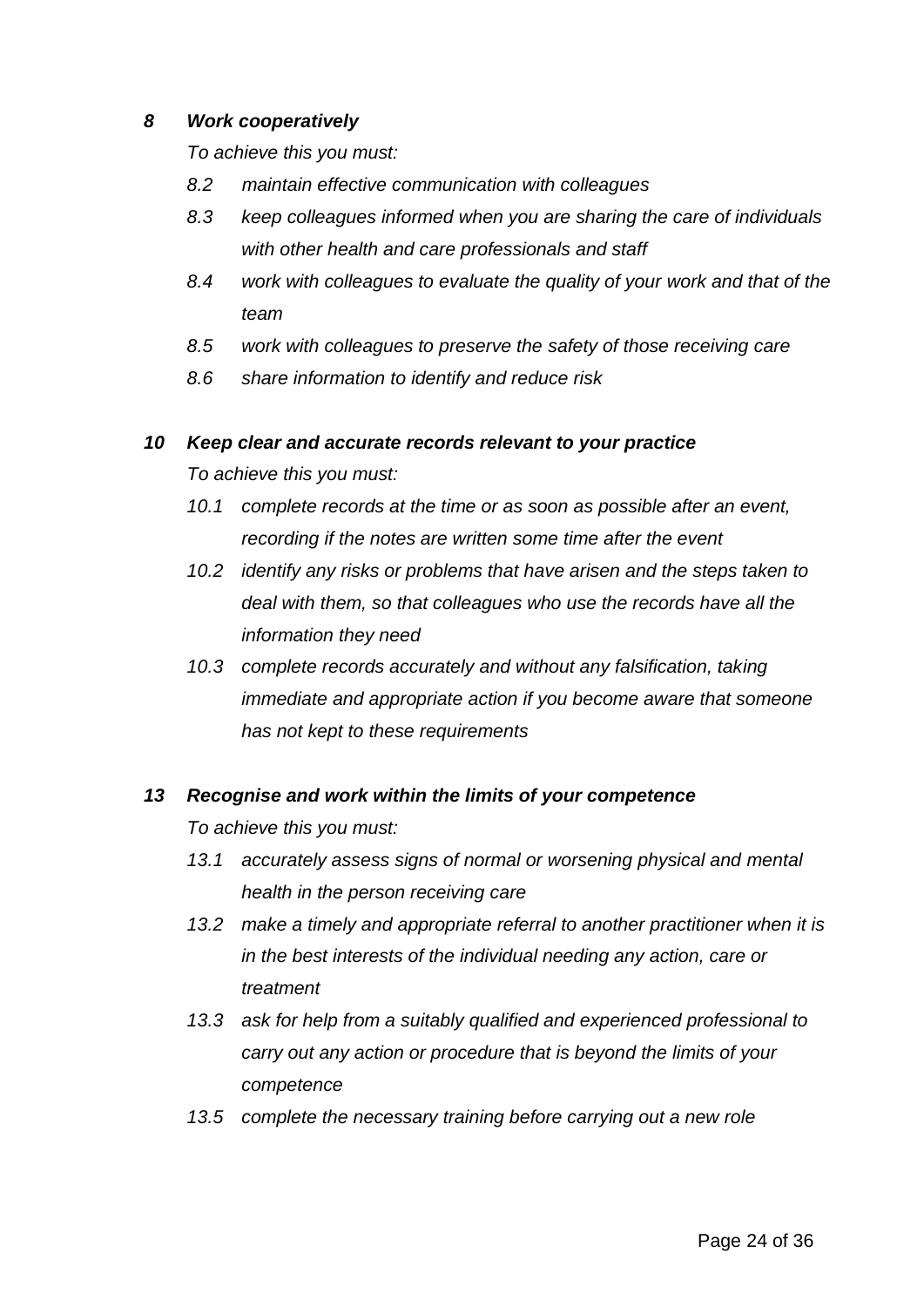***8 Work cooperatively***

*To achieve this you must:*

*8.2 maintain effective communication with colleagues*

*8.3 keep colleagues informed when you are sharing the care of individuals with other health and care professionals and staff*

*8.4 work with colleagues to evaluate the quality of your work and that of the team*

*8.5 work with colleagues to preserve the safety of those receiving care*

*8.6 share information to identify and reduce risk*

***10 Keep clear and accurate records relevant to your practice***

*To achieve this you must:*

*10.1 complete records at the time or as soon as possible after an event, recording if the notes are written some time after the event*

*10.2 identify any risks or problems that have arisen and the steps taken to deal with them, so that colleagues who use the records have all the information they need*

*10.3 complete records accurately and without any falsification, taking immediate and appropriate action if you become aware that someone has not kept to these requirements*

***13 Recognise and work within the limits of your competence***

*To achieve this you must:*

*13.1 accurately assess signs of normal or worsening physical and mental health in the person receiving care*

*13.2 make a timely and appropriate referral to another practitioner when it is in the best interests of the individual needing any action, care or treatment*

*13.3 ask for help from a suitably qualified and experienced professional to carry out any action or procedure that is beyond the limits of your competence*

*13.5 complete the necessary training before carrying out a new role*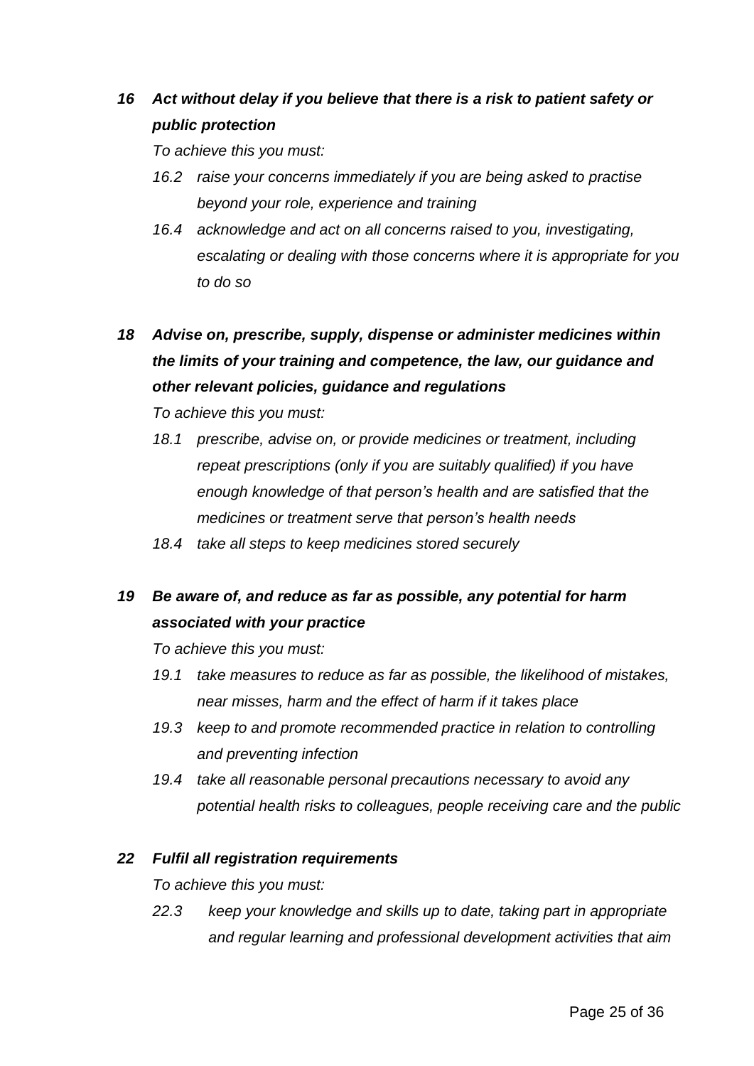***16 Act without delay if you believe that there is a risk to patient safety or public protection***

*To achieve this you must:*

- *16.2 raise your concerns immediately if you are being asked to practise beyond your role, experience and training*
- *16.4 acknowledge and act on all concerns raised to you, investigating, escalating or dealing with those concerns where it is appropriate for you to do so*

***18 Advise on, prescribe, supply, dispense or administer medicines within the limits of your training and competence, the law, our guidance and other relevant policies, guidance and regulations***

*To achieve this you must:*

- *18.1 prescribe, advise on, or provide medicines or treatment, including repeat prescriptions (only if you are suitably qualified) if you have enough knowledge of that person's health and are satisfied that the medicines or treatment serve that person's health needs*
- *18.4 take all steps to keep medicines stored securely*

***19 Be aware of, and reduce as far as possible, any potential for harm associated with your practice***

*To achieve this you must:*

- *19.1 take measures to reduce as far as possible, the likelihood of mistakes, near misses, harm and the effect of harm if it takes place*
- *19.3 keep to and promote recommended practice in relation to controlling and preventing infection*
- *19.4 take all reasonable personal precautions necessary to avoid any potential health risks to colleagues, people receiving care and the public*

***22 Fulfil all registration requirements***

*To achieve this you must:*

- *22.3 keep your knowledge and skills up to date, taking part in appropriate and regular learning and professional development activities that aim*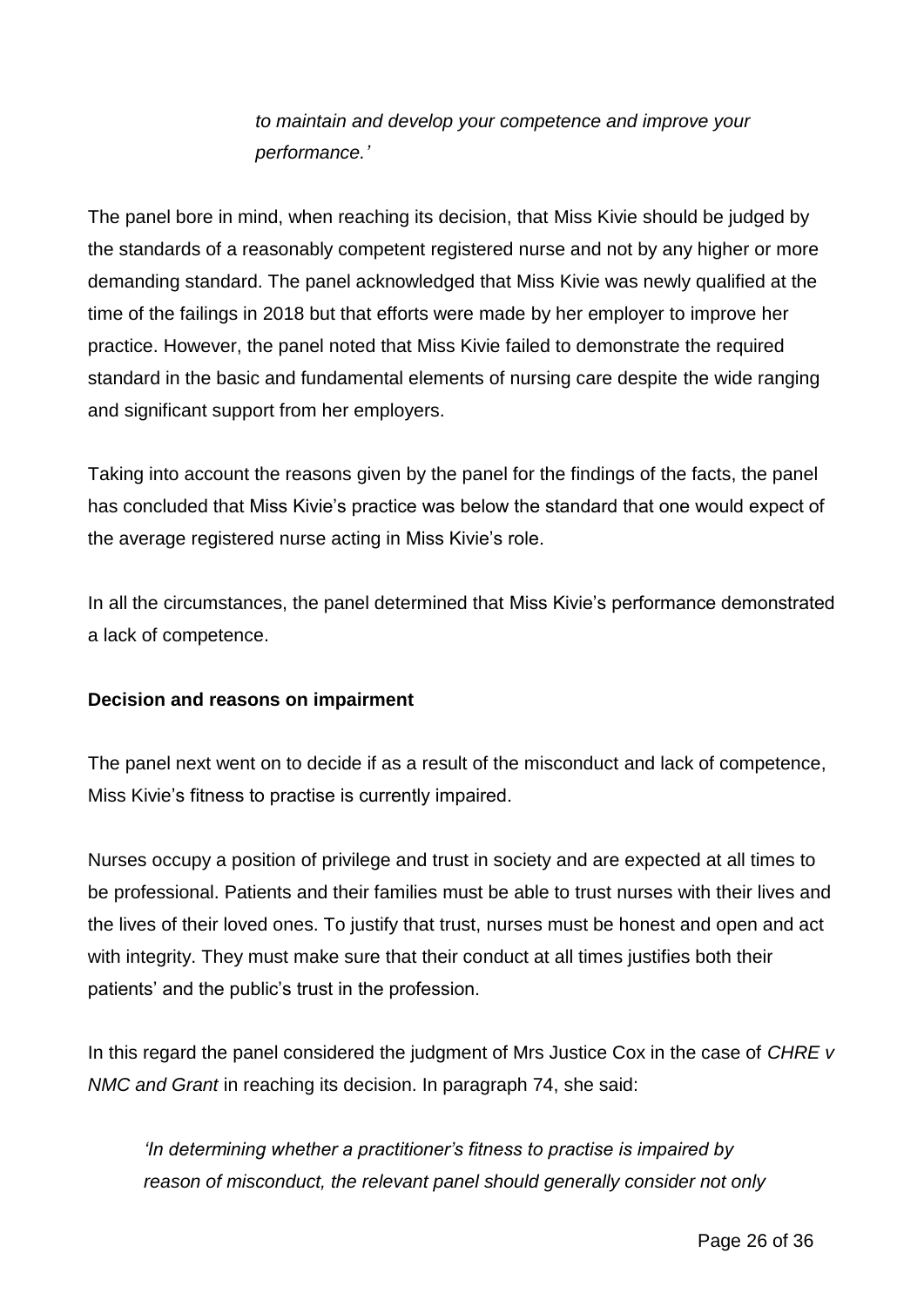> *to maintain and develop your competence and improve your performance.'*

The panel bore in mind, when reaching its decision, that Miss Kivie should be judged by the standards of a reasonably competent registered nurse and not by any higher or more demanding standard. The panel acknowledged that Miss Kivie was newly qualified at the time of the failings in 2018 but that efforts were made by her employer to improve her practice. However, the panel noted that Miss Kivie failed to demonstrate the required standard in the basic and fundamental elements of nursing care despite the wide ranging and significant support from her employers.

Taking into account the reasons given by the panel for the findings of the facts, the panel has concluded that Miss Kivie's practice was below the standard that one would expect of the average registered nurse acting in Miss Kivie's role.

In all the circumstances, the panel determined that Miss Kivie's performance demonstrated a lack of competence.

**Decision and reasons on impairment**

The panel next went on to decide if as a result of the misconduct and lack of competence, Miss Kivie's fitness to practise is currently impaired.

Nurses occupy a position of privilege and trust in society and are expected at all times to be professional. Patients and their families must be able to trust nurses with their lives and the lives of their loved ones. To justify that trust, nurses must be honest and open and act with integrity. They must make sure that their conduct at all times justifies both their patients' and the public's trust in the profession.

In this regard the panel considered the judgment of Mrs Justice Cox in the case of *CHRE v NMC and Grant* in reaching its decision. In paragraph 74, she said:

> *'In determining whether a practitioner's fitness to practise is impaired by reason of misconduct, the relevant panel should generally consider not only*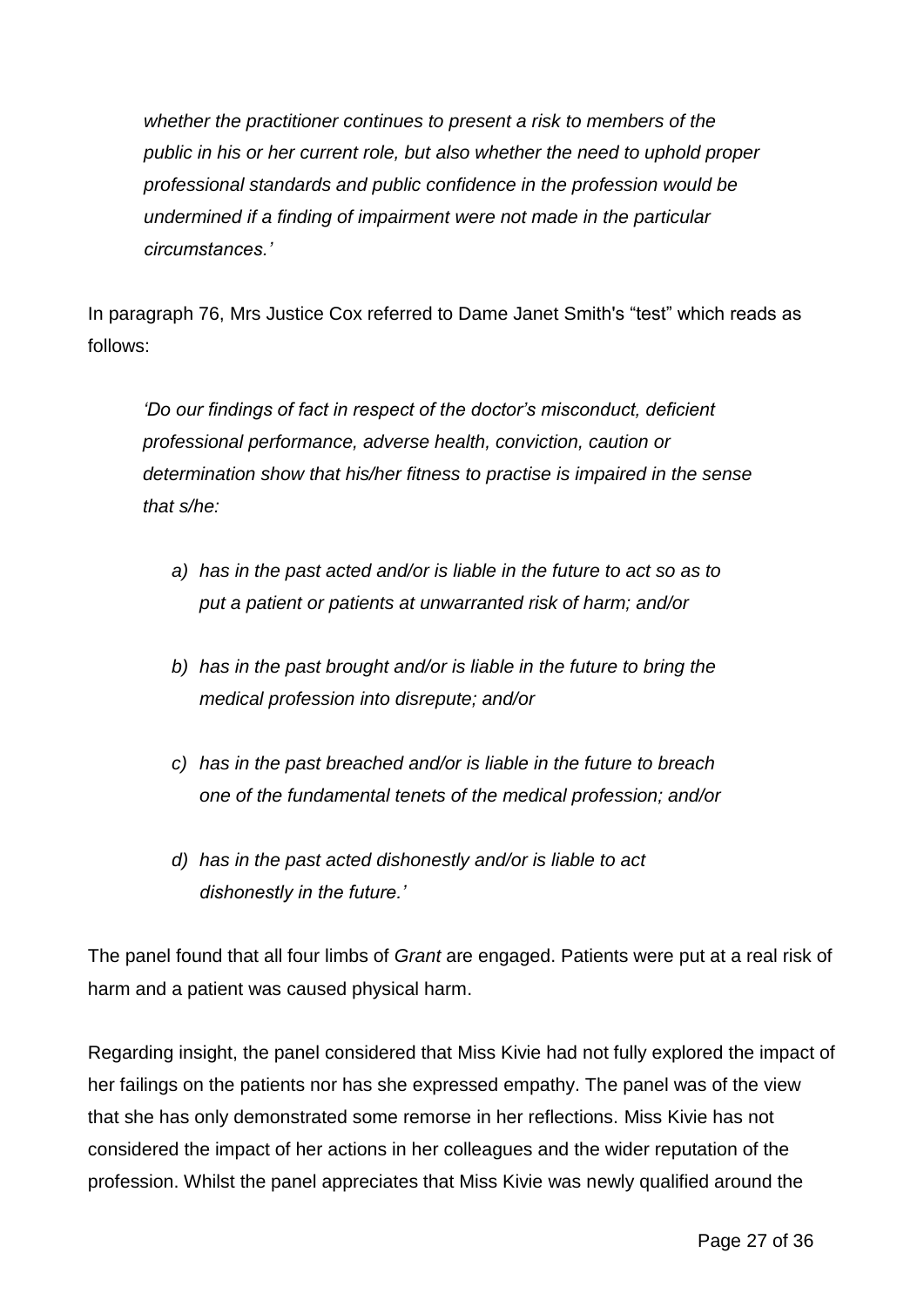*whether the practitioner continues to present a risk to members of the public in his or her current role, but also whether the need to uphold proper professional standards and public confidence in the profession would be undermined if a finding of impairment were not made in the particular circumstances.'*

In paragraph 76, Mrs Justice Cox referred to Dame Janet Smith's "test" which reads as follows:

*'Do our findings of fact in respect of the doctor's misconduct, deficient professional performance, adverse health, conviction, caution or determination show that his/her fitness to practise is impaired in the sense that s/he:*

*a) has in the past acted and/or is liable in the future to act so as to put a patient or patients at unwarranted risk of harm; and/or*

*b) has in the past brought and/or is liable in the future to bring the medical profession into disrepute; and/or*

*c) has in the past breached and/or is liable in the future to breach one of the fundamental tenets of the medical profession; and/or*

*d) has in the past acted dishonestly and/or is liable to act dishonestly in the future.'*

The panel found that all four limbs of *Grant* are engaged. Patients were put at a real risk of harm and a patient was caused physical harm.

Regarding insight, the panel considered that Miss Kivie had not fully explored the impact of her failings on the patients nor has she expressed empathy. The panel was of the view that she has only demonstrated some remorse in her reflections. Miss Kivie has not considered the impact of her actions in her colleagues and the wider reputation of the profession. Whilst the panel appreciates that Miss Kivie was newly qualified around the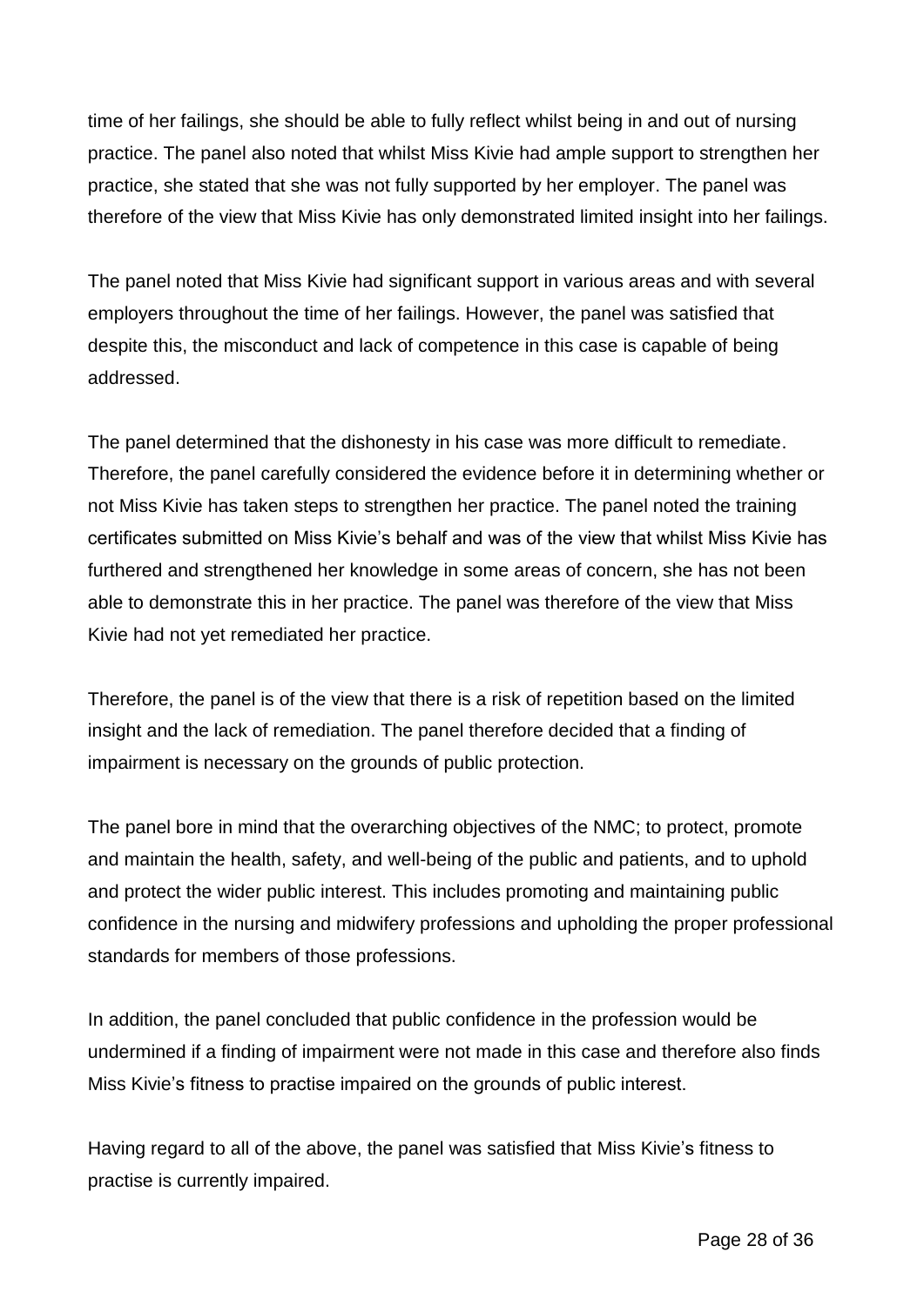time of her failings, she should be able to fully reflect whilst being in and out of nursing practice. The panel also noted that whilst Miss Kivie had ample support to strengthen her practice, she stated that she was not fully supported by her employer. The panel was therefore of the view that Miss Kivie has only demonstrated limited insight into her failings.

The panel noted that Miss Kivie had significant support in various areas and with several employers throughout the time of her failings. However, the panel was satisfied that despite this, the misconduct and lack of competence in this case is capable of being addressed.

The panel determined that the dishonesty in his case was more difficult to remediate. Therefore, the panel carefully considered the evidence before it in determining whether or not Miss Kivie has taken steps to strengthen her practice. The panel noted the training certificates submitted on Miss Kivie's behalf and was of the view that whilst Miss Kivie has furthered and strengthened her knowledge in some areas of concern, she has not been able to demonstrate this in her practice. The panel was therefore of the view that Miss Kivie had not yet remediated her practice.

Therefore, the panel is of the view that there is a risk of repetition based on the limited insight and the lack of remediation. The panel therefore decided that a finding of impairment is necessary on the grounds of public protection.

The panel bore in mind that the overarching objectives of the NMC; to protect, promote and maintain the health, safety, and well-being of the public and patients, and to uphold and protect the wider public interest. This includes promoting and maintaining public confidence in the nursing and midwifery professions and upholding the proper professional standards for members of those professions.

In addition, the panel concluded that public confidence in the profession would be undermined if a finding of impairment were not made in this case and therefore also finds Miss Kivie's fitness to practise impaired on the grounds of public interest.

Having regard to all of the above, the panel was satisfied that Miss Kivie's fitness to practise is currently impaired.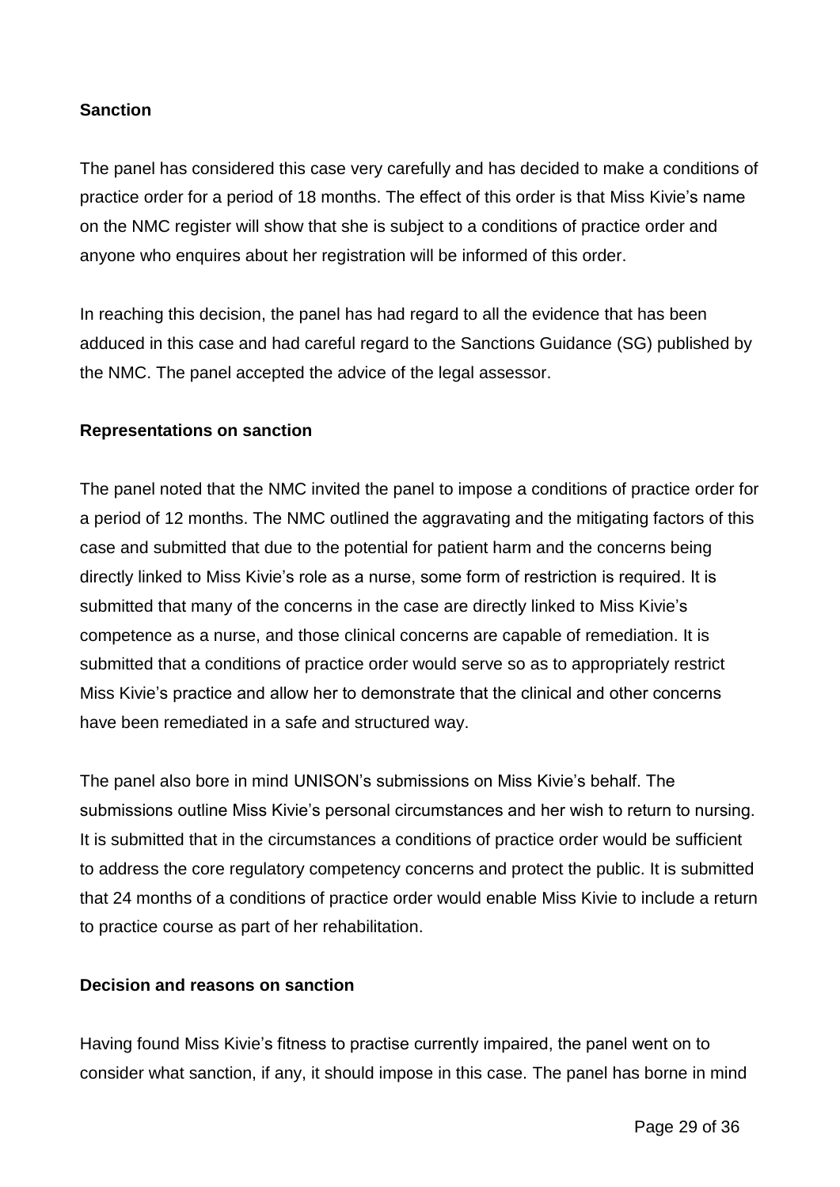**Sanction**

The panel has considered this case very carefully and has decided to make a conditions of practice order for a period of 18 months. The effect of this order is that Miss Kivie's name on the NMC register will show that she is subject to a conditions of practice order and anyone who enquires about her registration will be informed of this order.

In reaching this decision, the panel has had regard to all the evidence that has been adduced in this case and had careful regard to the Sanctions Guidance (SG) published by the NMC. The panel accepted the advice of the legal assessor.

**Representations on sanction**

The panel noted that the NMC invited the panel to impose a conditions of practice order for a period of 12 months. The NMC outlined the aggravating and the mitigating factors of this case and submitted that due to the potential for patient harm and the concerns being directly linked to Miss Kivie's role as a nurse, some form of restriction is required. It is submitted that many of the concerns in the case are directly linked to Miss Kivie's competence as a nurse, and those clinical concerns are capable of remediation. It is submitted that a conditions of practice order would serve so as to appropriately restrict Miss Kivie's practice and allow her to demonstrate that the clinical and other concerns have been remediated in a safe and structured way.

The panel also bore in mind UNISON's submissions on Miss Kivie's behalf. The submissions outline Miss Kivie's personal circumstances and her wish to return to nursing. It is submitted that in the circumstances a conditions of practice order would be sufficient to address the core regulatory competency concerns and protect the public. It is submitted that 24 months of a conditions of practice order would enable Miss Kivie to include a return to practice course as part of her rehabilitation.

**Decision and reasons on sanction**

Having found Miss Kivie's fitness to practise currently impaired, the panel went on to consider what sanction, if any, it should impose in this case. The panel has borne in mind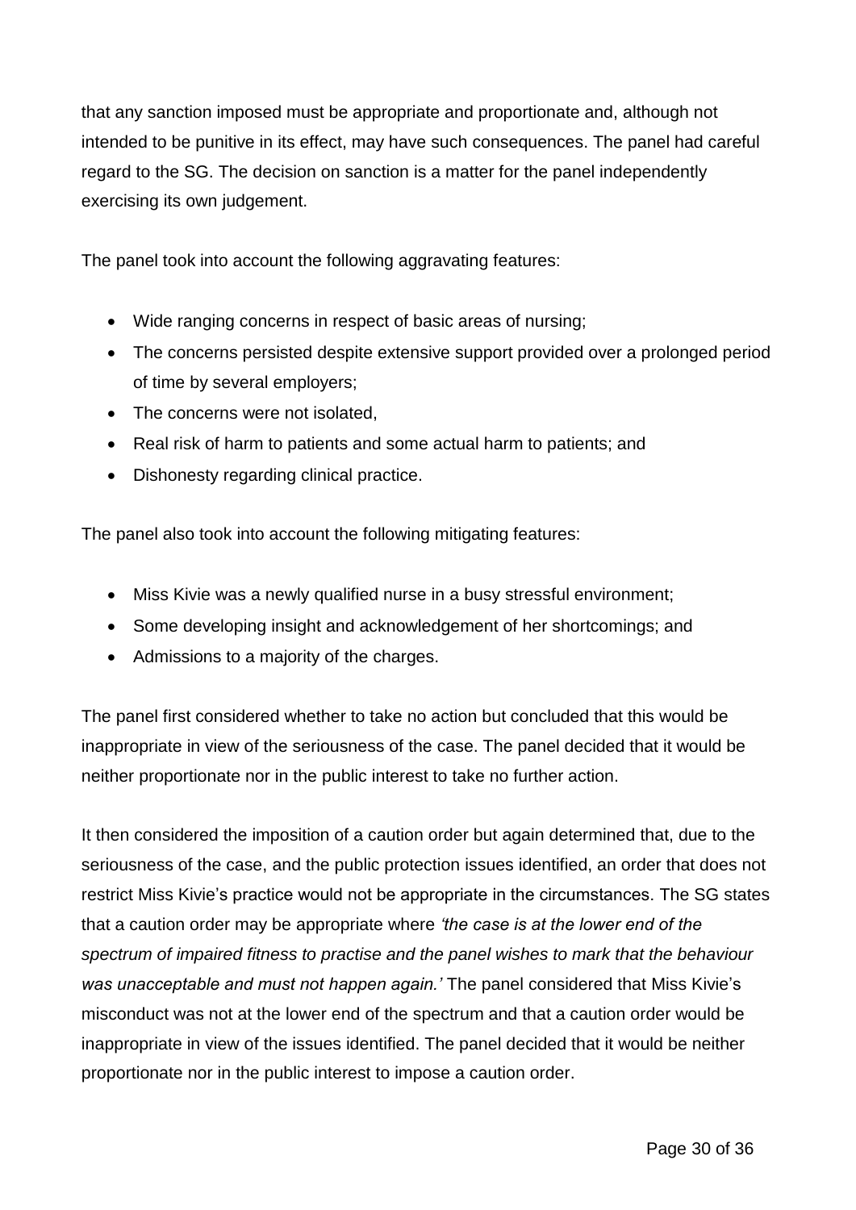that any sanction imposed must be appropriate and proportionate and, although not intended to be punitive in its effect, may have such consequences. The panel had careful regard to the SG. The decision on sanction is a matter for the panel independently exercising its own judgement.

The panel took into account the following aggravating features:

- Wide ranging concerns in respect of basic areas of nursing;
- The concerns persisted despite extensive support provided over a prolonged period of time by several employers;
- The concerns were not isolated,
- Real risk of harm to patients and some actual harm to patients; and
- Dishonesty regarding clinical practice.

The panel also took into account the following mitigating features:

- Miss Kivie was a newly qualified nurse in a busy stressful environment;
- Some developing insight and acknowledgement of her shortcomings; and
- Admissions to a majority of the charges.

The panel first considered whether to take no action but concluded that this would be inappropriate in view of the seriousness of the case. The panel decided that it would be neither proportionate nor in the public interest to take no further action.

It then considered the imposition of a caution order but again determined that, due to the seriousness of the case, and the public protection issues identified, an order that does not restrict Miss Kivie's practice would not be appropriate in the circumstances. The SG states that a caution order may be appropriate where *'the case is at the lower end of the spectrum of impaired fitness to practise and the panel wishes to mark that the behaviour was unacceptable and must not happen again.'* The panel considered that Miss Kivie's misconduct was not at the lower end of the spectrum and that a caution order would be inappropriate in view of the issues identified. The panel decided that it would be neither proportionate nor in the public interest to impose a caution order.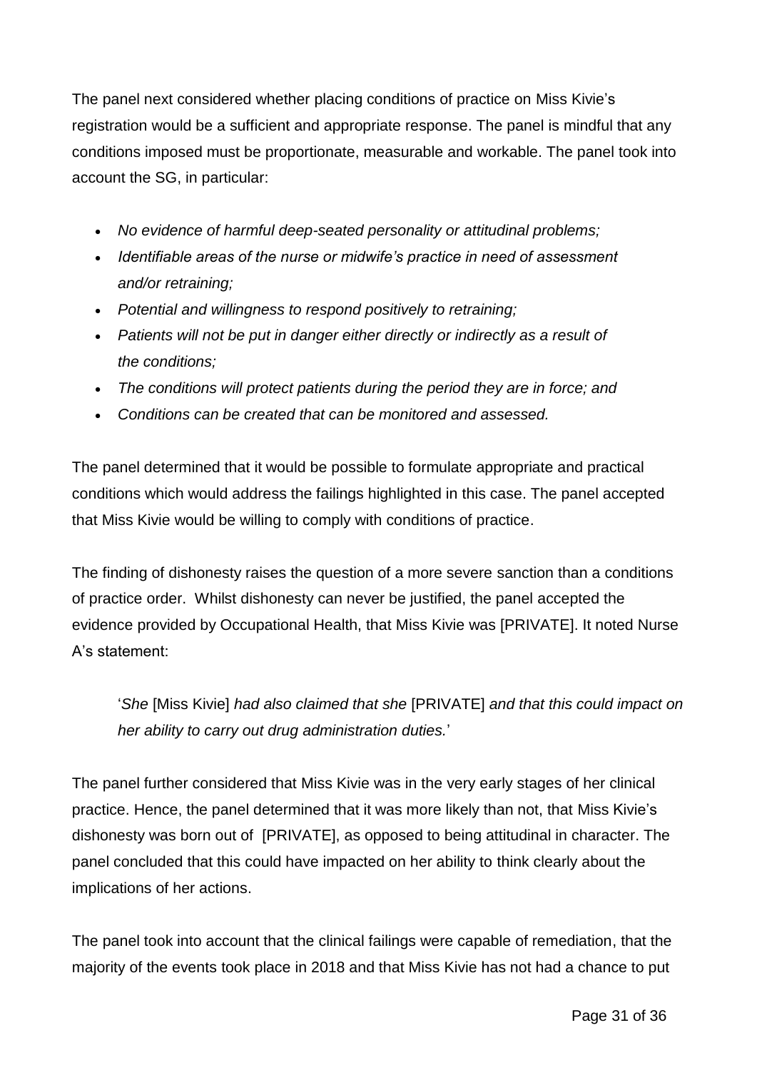The panel next considered whether placing conditions of practice on Miss Kivie's registration would be a sufficient and appropriate response. The panel is mindful that any conditions imposed must be proportionate, measurable and workable. The panel took into account the SG, in particular:

- *No evidence of harmful deep-seated personality or attitudinal problems;*
- *Identifiable areas of the nurse or midwife's practice in need of assessment and/or retraining;*
- *Potential and willingness to respond positively to retraining;*
- *Patients will not be put in danger either directly or indirectly as a result of the conditions;*
- *The conditions will protect patients during the period they are in force; and*
- *Conditions can be created that can be monitored and assessed.*

The panel determined that it would be possible to formulate appropriate and practical conditions which would address the failings highlighted in this case. The panel accepted that Miss Kivie would be willing to comply with conditions of practice.

The finding of dishonesty raises the question of a more severe sanction than a conditions of practice order. Whilst dishonesty can never be justified, the panel accepted the evidence provided by Occupational Health, that Miss Kivie was [PRIVATE]. It noted Nurse A's statement:

> '*She* [Miss Kivie] *had also claimed that she* [PRIVATE] *and that this could impact on her ability to carry out drug administration duties.*'

The panel further considered that Miss Kivie was in the very early stages of her clinical practice. Hence, the panel determined that it was more likely than not, that Miss Kivie's dishonesty was born out of [PRIVATE], as opposed to being attitudinal in character. The panel concluded that this could have impacted on her ability to think clearly about the implications of her actions.

The panel took into account that the clinical failings were capable of remediation, that the majority of the events took place in 2018 and that Miss Kivie has not had a chance to put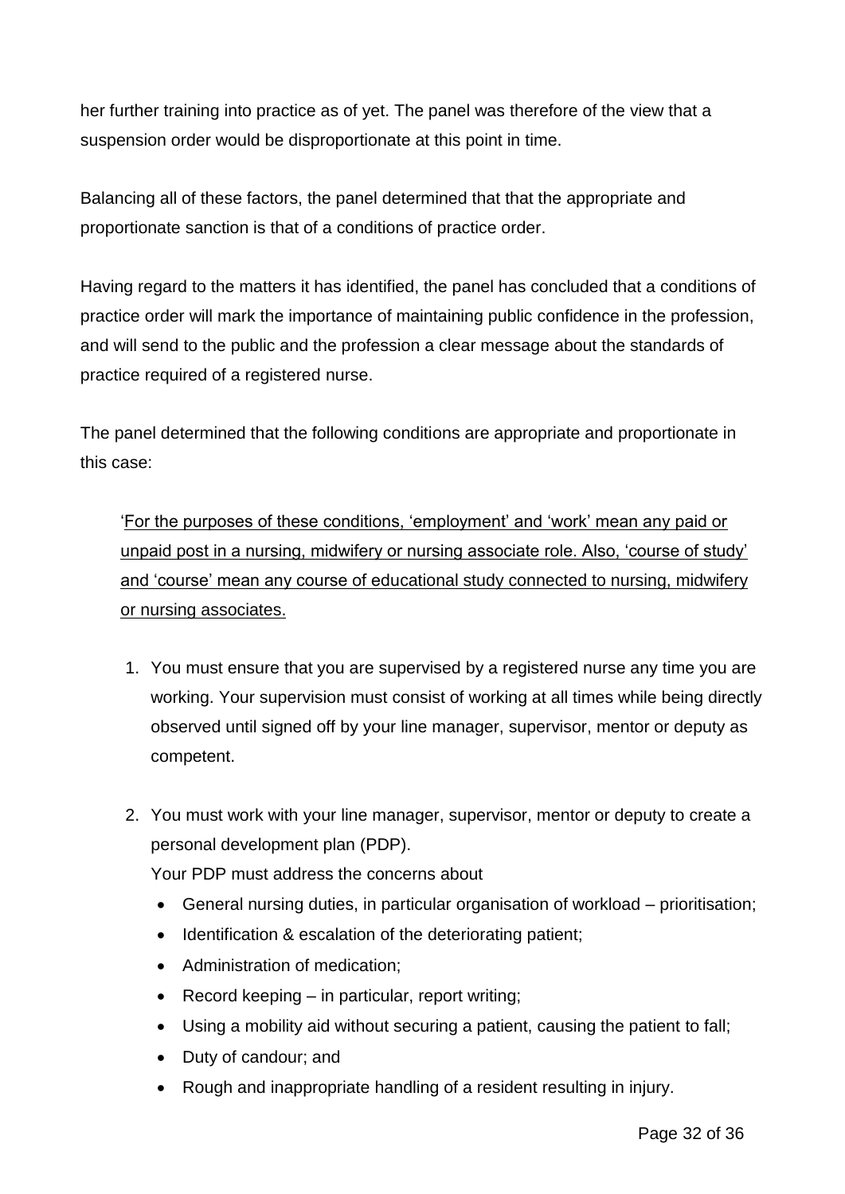her further training into practice as of yet. The panel was therefore of the view that a suspension order would be disproportionate at this point in time.

Balancing all of these factors, the panel determined that that the appropriate and proportionate sanction is that of a conditions of practice order.

Having regard to the matters it has identified, the panel has concluded that a conditions of practice order will mark the importance of maintaining public confidence in the profession, and will send to the public and the profession a clear message about the standards of practice required of a registered nurse.

The panel determined that the following conditions are appropriate and proportionate in this case:

> 'For the purposes of these conditions, 'employment' and 'work' mean any paid or unpaid post in a nursing, midwifery or nursing associate role. Also, 'course of study' and 'course' mean any course of educational study connected to nursing, midwifery or nursing associates.
>
> 1. You must ensure that you are supervised by a registered nurse any time you are working. Your supervision must consist of working at all times while being directly observed until signed off by your line manager, supervisor, mentor or deputy as competent.
>
> 2. You must work with your line manager, supervisor, mentor or deputy to create a personal development plan (PDP).
>    Your PDP must address the concerns about
>    - General nursing duties, in particular organisation of workload – prioritisation;
>    - Identification & escalation of the deteriorating patient;
>    - Administration of medication;
>    - Record keeping – in particular, report writing;
>    - Using a mobility aid without securing a patient, causing the patient to fall;
>    - Duty of candour; and
>    - Rough and inappropriate handling of a resident resulting in injury.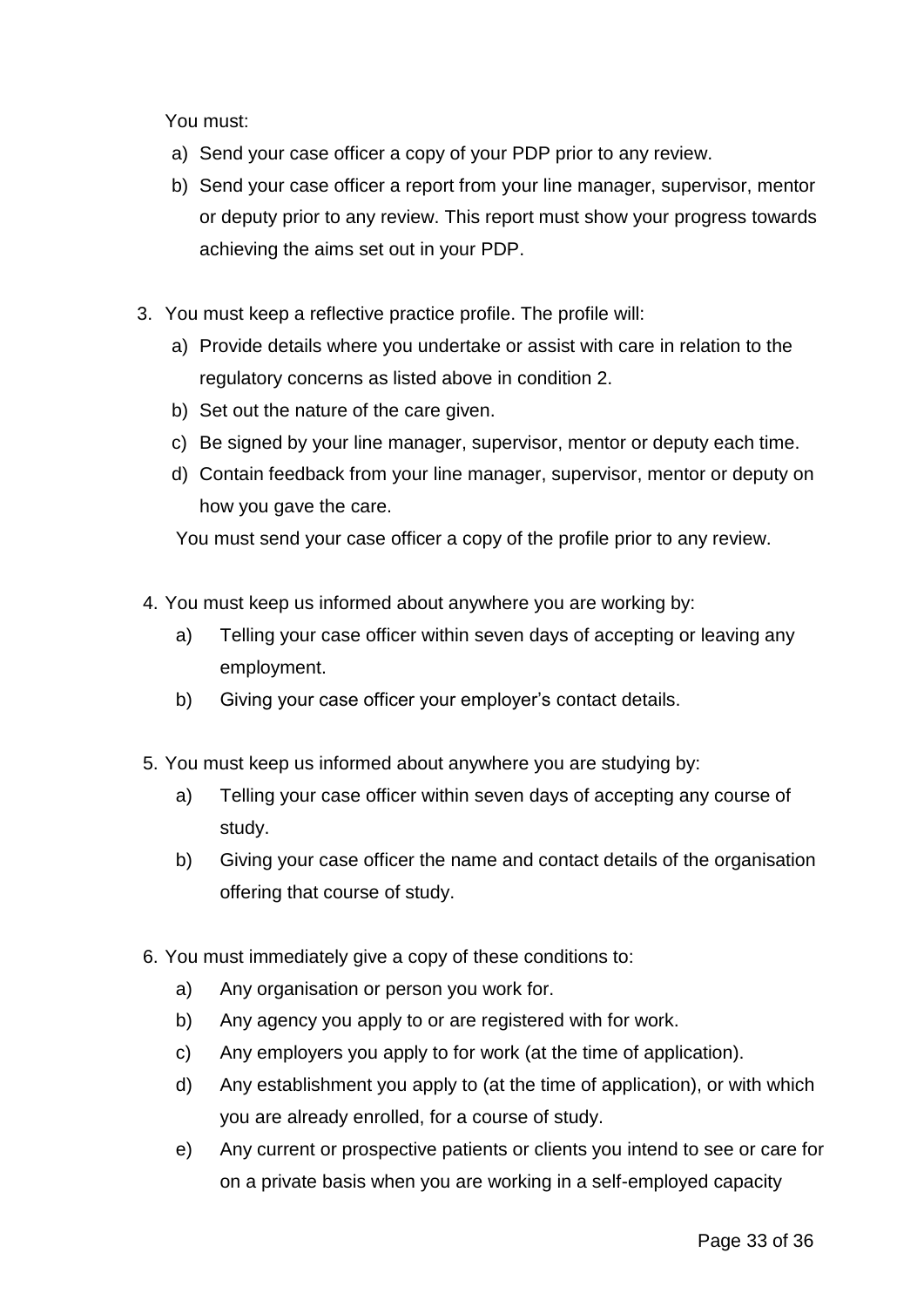You must:

a) Send your case officer a copy of your PDP prior to any review.
b) Send your case officer a report from your line manager, supervisor, mentor or deputy prior to any review. This report must show your progress towards achieving the aims set out in your PDP.

3. You must keep a reflective practice profile. The profile will:
   a) Provide details where you undertake or assist with care in relation to the regulatory concerns as listed above in condition 2.
   b) Set out the nature of the care given.
   c) Be signed by your line manager, supervisor, mentor or deputy each time.
   d) Contain feedback from your line manager, supervisor, mentor or deputy on how you gave the care.

   You must send your case officer a copy of the profile prior to any review.

4. You must keep us informed about anywhere you are working by:
   a) Telling your case officer within seven days of accepting or leaving any employment.
   b) Giving your case officer your employer's contact details.

5. You must keep us informed about anywhere you are studying by:
   a) Telling your case officer within seven days of accepting any course of study.
   b) Giving your case officer the name and contact details of the organisation offering that course of study.

6. You must immediately give a copy of these conditions to:
   a) Any organisation or person you work for.
   b) Any agency you apply to or are registered with for work.
   c) Any employers you apply to for work (at the time of application).
   d) Any establishment you apply to (at the time of application), or with which you are already enrolled, for a course of study.
   e) Any current or prospective patients or clients you intend to see or care for on a private basis when you are working in a self-employed capacity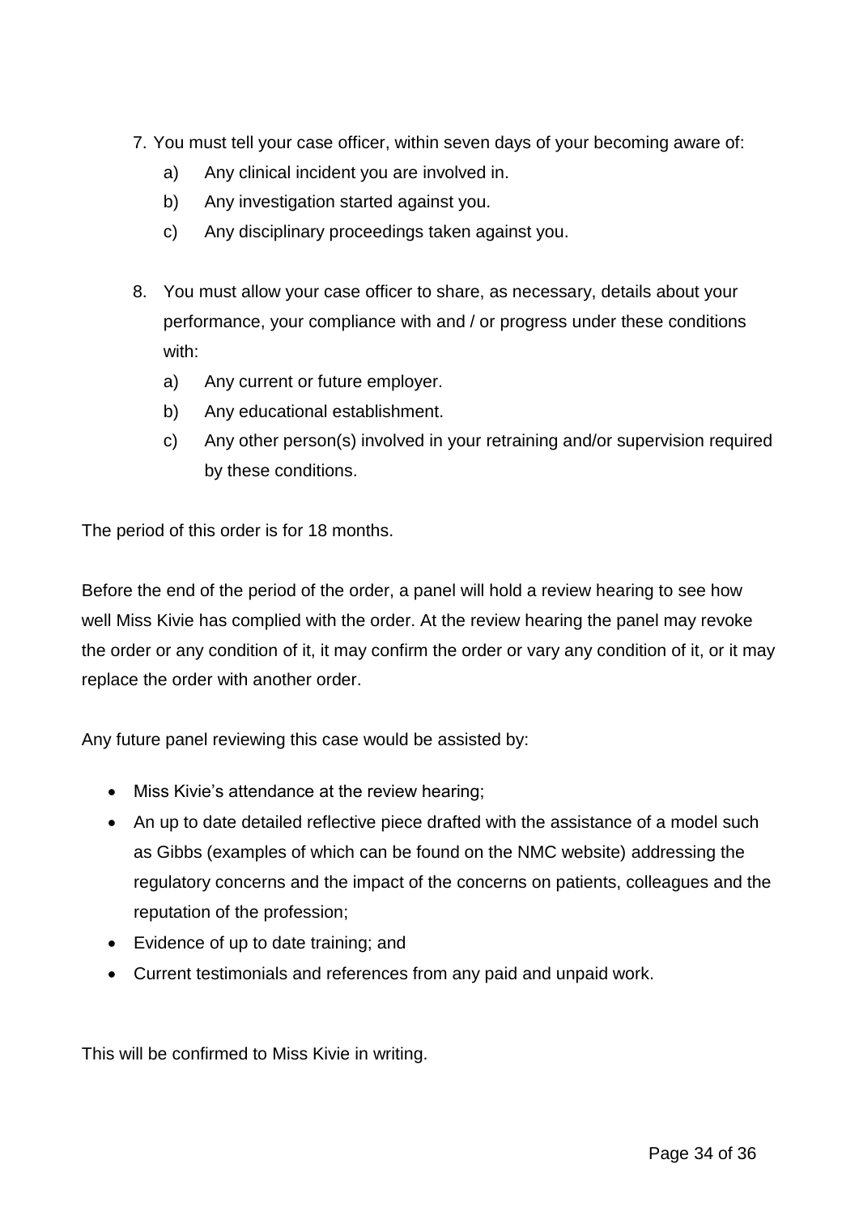7. You must tell your case officer, within seven days of your becoming aware of:
   a) Any clinical incident you are involved in.
   b) Any investigation started against you.
   c) Any disciplinary proceedings taken against you.

8. You must allow your case officer to share, as necessary, details about your performance, your compliance with and / or progress under these conditions with:
   a) Any current or future employer.
   b) Any educational establishment.
   c) Any other person(s) involved in your retraining and/or supervision required by these conditions.

The period of this order is for 18 months.

Before the end of the period of the order, a panel will hold a review hearing to see how well Miss Kivie has complied with the order. At the review hearing the panel may revoke the order or any condition of it, it may confirm the order or vary any condition of it, or it may replace the order with another order.

Any future panel reviewing this case would be assisted by:

- Miss Kivie's attendance at the review hearing;
- An up to date detailed reflective piece drafted with the assistance of a model such as Gibbs (examples of which can be found on the NMC website) addressing the regulatory concerns and the impact of the concerns on patients, colleagues and the reputation of the profession;
- Evidence of up to date training; and
- Current testimonials and references from any paid and unpaid work.

This will be confirmed to Miss Kivie in writing.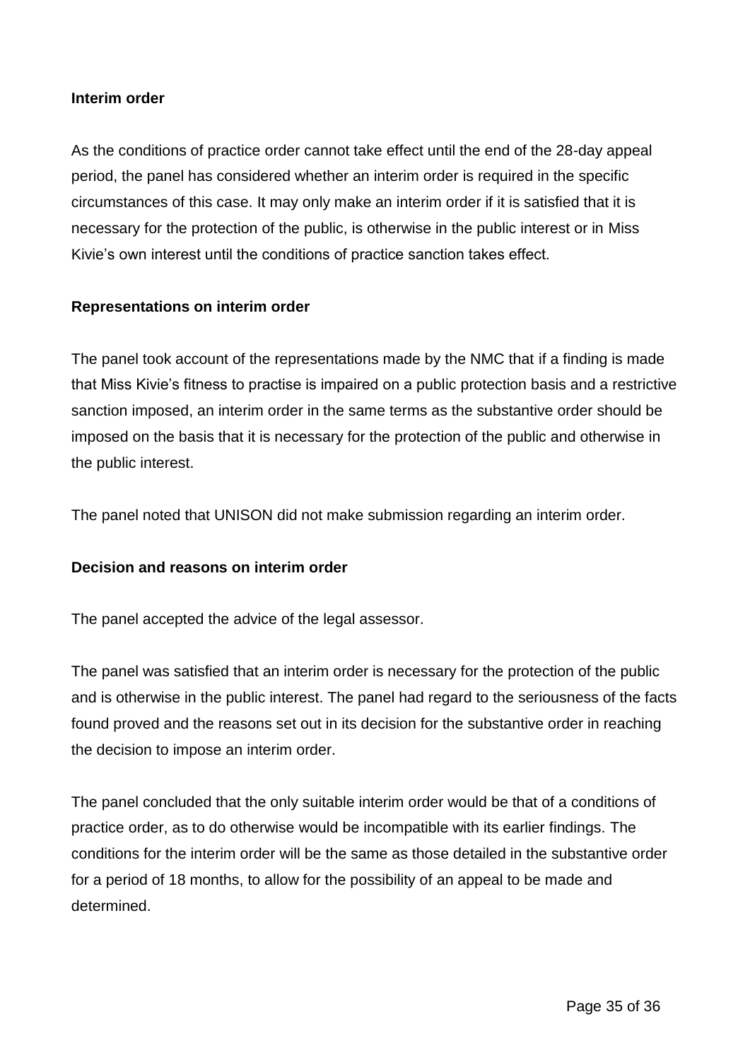**Interim order**

As the conditions of practice order cannot take effect until the end of the 28-day appeal period, the panel has considered whether an interim order is required in the specific circumstances of this case. It may only make an interim order if it is satisfied that it is necessary for the protection of the public, is otherwise in the public interest or in Miss Kivie's own interest until the conditions of practice sanction takes effect.

**Representations on interim order**

The panel took account of the representations made by the NMC that if a finding is made that Miss Kivie's fitness to practise is impaired on a public protection basis and a restrictive sanction imposed, an interim order in the same terms as the substantive order should be imposed on the basis that it is necessary for the protection of the public and otherwise in the public interest.

The panel noted that UNISON did not make submission regarding an interim order.

**Decision and reasons on interim order**

The panel accepted the advice of the legal assessor.

The panel was satisfied that an interim order is necessary for the protection of the public and is otherwise in the public interest. The panel had regard to the seriousness of the facts found proved and the reasons set out in its decision for the substantive order in reaching the decision to impose an interim order.

The panel concluded that the only suitable interim order would be that of a conditions of practice order, as to do otherwise would be incompatible with its earlier findings. The conditions for the interim order will be the same as those detailed in the substantive order for a period of 18 months, to allow for the possibility of an appeal to be made and determined.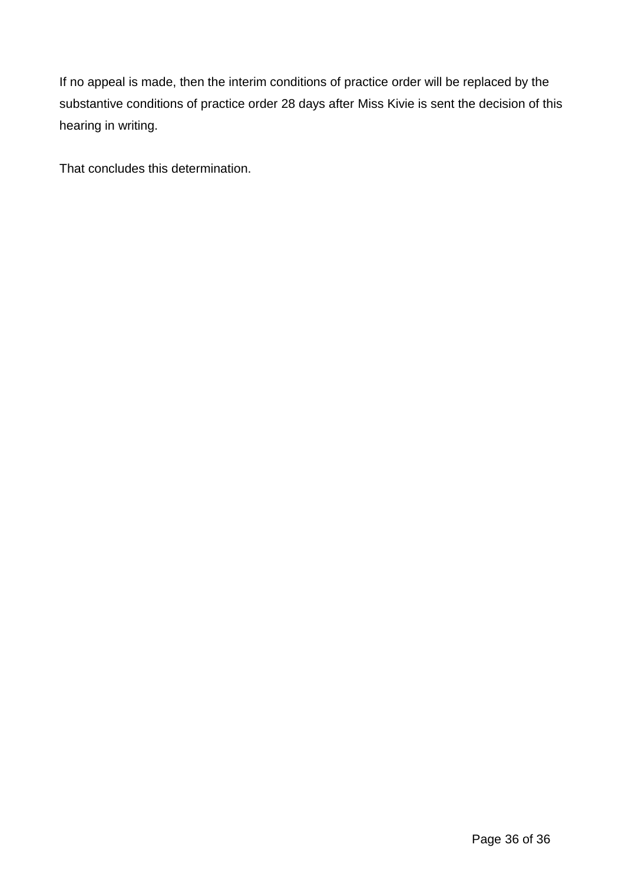If no appeal is made, then the interim conditions of practice order will be replaced by the substantive conditions of practice order 28 days after Miss Kivie is sent the decision of this hearing in writing.

That concludes this determination.